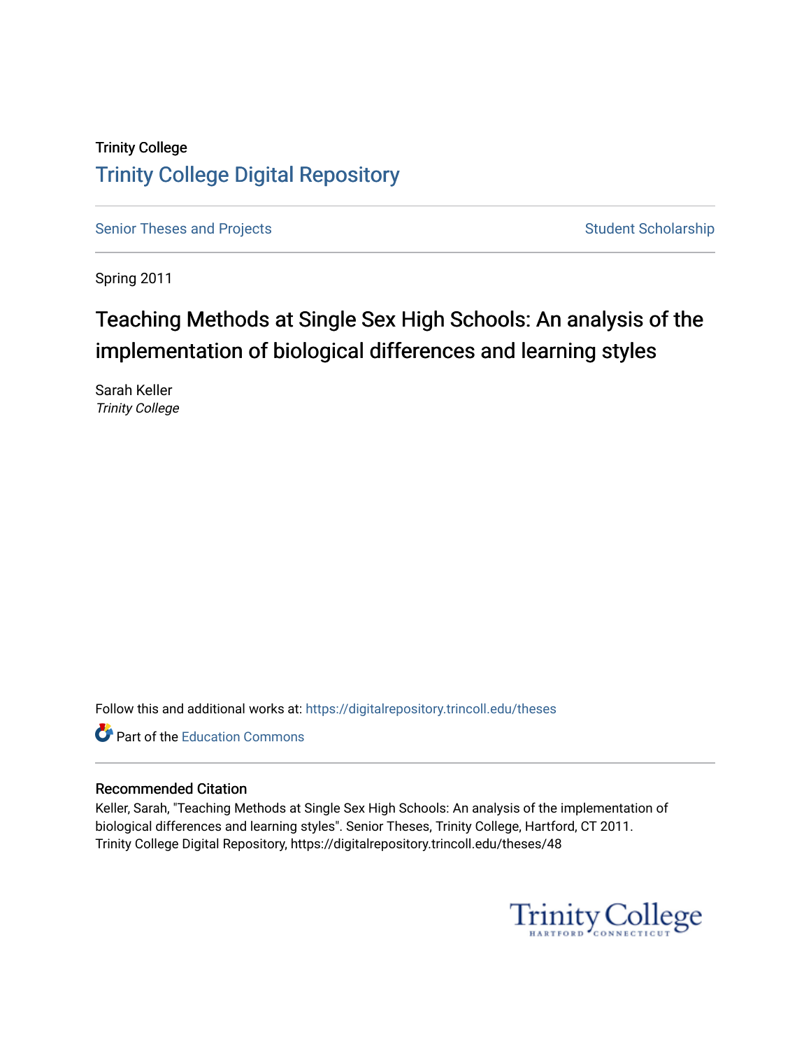Trinity College

# Trinity College Digital Repository

Senior Theses and Projects | Student Scholarship

Spring 2011

## Teaching Methods at Single Sex High Schools: An analysis of the implementation of biological differences and learning styles

Sarah Keller
*Trinity College*

Follow this and additional works at: https://digitalrepository.trincoll.edu/theses

Part of the Education Commons

### Recommended Citation

Keller, Sarah, "Teaching Methods at Single Sex High Schools: An analysis of the implementation of biological differences and learning styles". Senior Theses, Trinity College, Hartford, CT 2011.
Trinity College Digital Repository, https://digitalrepository.trincoll.edu/theses/48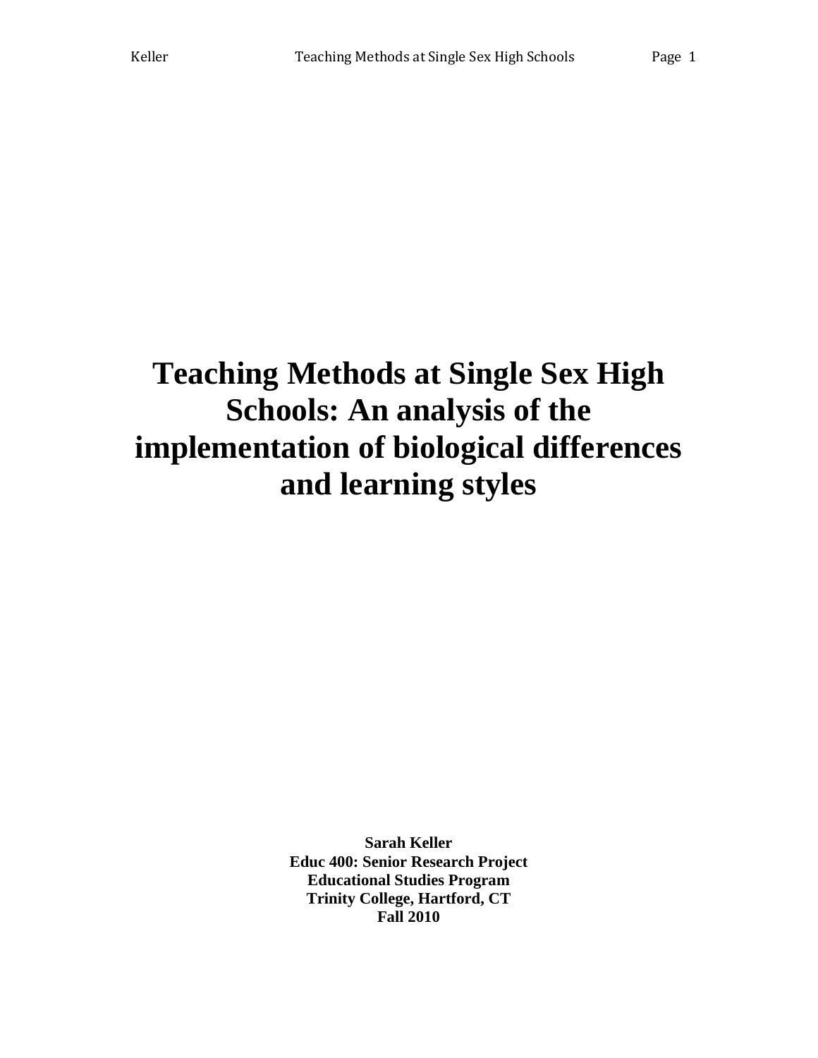# Teaching Methods at Single Sex High Schools: An analysis of the implementation of biological differences and learning styles

**Sarah Keller**
**Educ 400: Senior Research Project**
**Educational Studies Program**
**Trinity College, Hartford, CT**
**Fall 2010**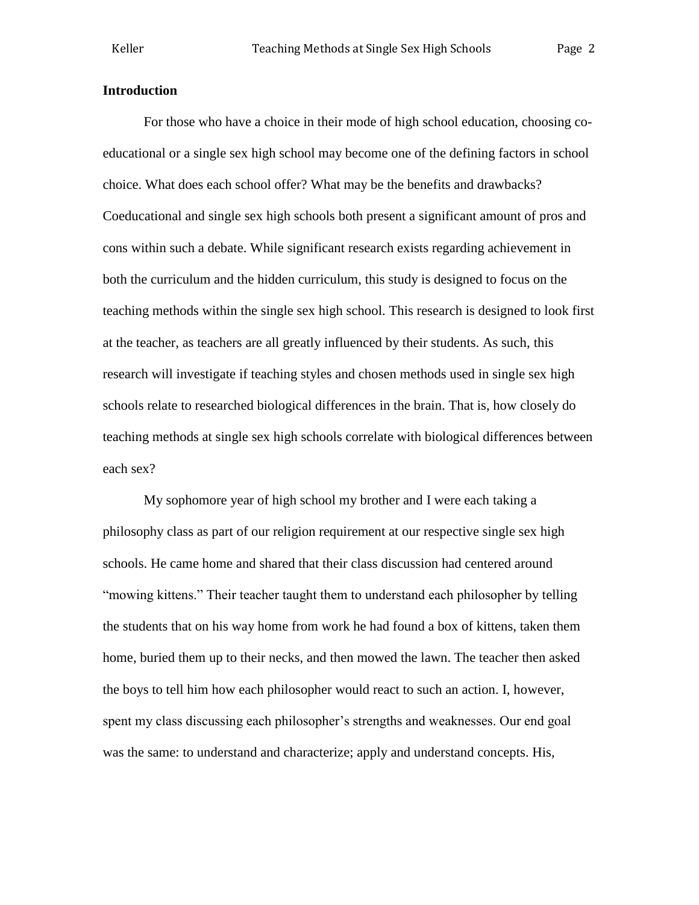## Introduction

For those who have a choice in their mode of high school education, choosing co-educational or a single sex high school may become one of the defining factors in school choice. What does each school offer? What may be the benefits and drawbacks? Coeducational and single sex high schools both present a significant amount of pros and cons within such a debate. While significant research exists regarding achievement in both the curriculum and the hidden curriculum, this study is designed to focus on the teaching methods within the single sex high school. This research is designed to look first at the teacher, as teachers are all greatly influenced by their students. As such, this research will investigate if teaching styles and chosen methods used in single sex high schools relate to researched biological differences in the brain. That is, how closely do teaching methods at single sex high schools correlate with biological differences between each sex?

My sophomore year of high school my brother and I were each taking a philosophy class as part of our religion requirement at our respective single sex high schools. He came home and shared that their class discussion had centered around "mowing kittens." Their teacher taught them to understand each philosopher by telling the students that on his way home from work he had found a box of kittens, taken them home, buried them up to their necks, and then mowed the lawn. The teacher then asked the boys to tell him how each philosopher would react to such an action. I, however, spent my class discussing each philosopher's strengths and weaknesses. Our end goal was the same: to understand and characterize; apply and understand concepts. His,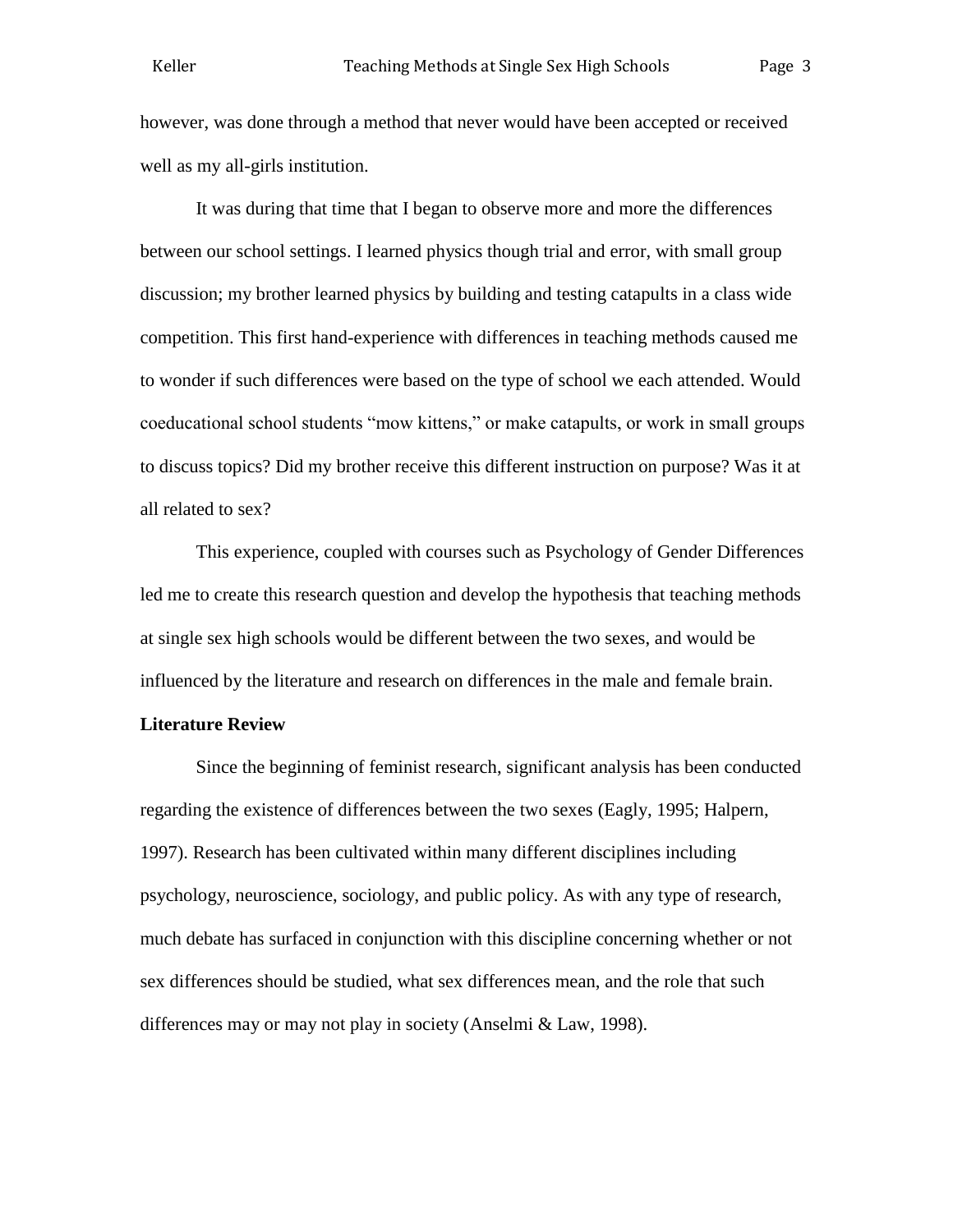however, was done through a method that never would have been accepted or received well as my all-girls institution.

It was during that time that I began to observe more and more the differences between our school settings. I learned physics though trial and error, with small group discussion; my brother learned physics by building and testing catapults in a class wide competition. This first hand-experience with differences in teaching methods caused me to wonder if such differences were based on the type of school we each attended. Would coeducational school students "mow kittens," or make catapults, or work in small groups to discuss topics? Did my brother receive this different instruction on purpose? Was it at all related to sex?

This experience, coupled with courses such as Psychology of Gender Differences led me to create this research question and develop the hypothesis that teaching methods at single sex high schools would be different between the two sexes, and would be influenced by the literature and research on differences in the male and female brain.

**Literature Review**

Since the beginning of feminist research, significant analysis has been conducted regarding the existence of differences between the two sexes (Eagly, 1995; Halpern, 1997). Research has been cultivated within many different disciplines including psychology, neuroscience, sociology, and public policy. As with any type of research, much debate has surfaced in conjunction with this discipline concerning whether or not sex differences should be studied, what sex differences mean, and the role that such differences may or may not play in society (Anselmi & Law, 1998).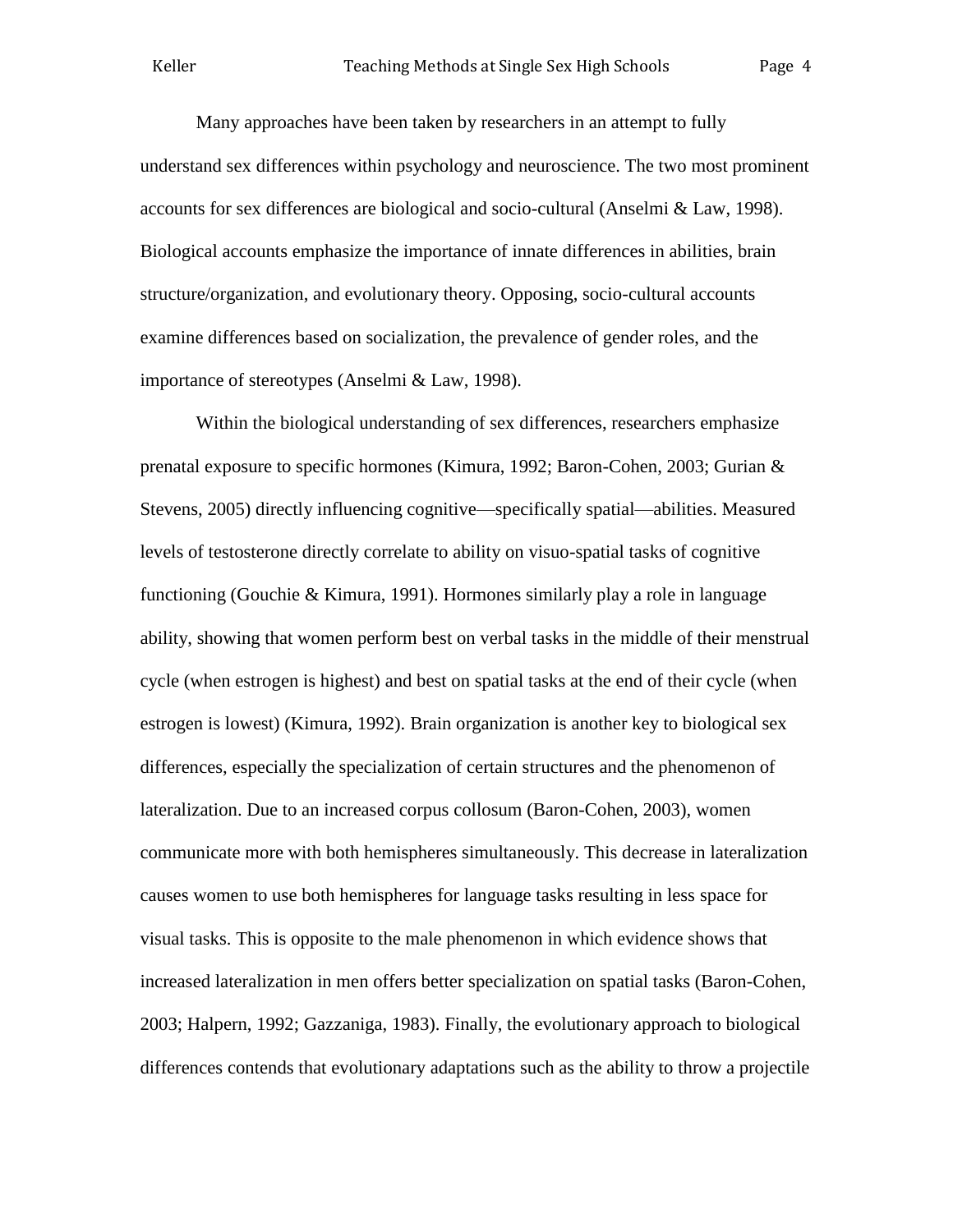Many approaches have been taken by researchers in an attempt to fully understand sex differences within psychology and neuroscience. The two most prominent accounts for sex differences are biological and socio-cultural (Anselmi & Law, 1998). Biological accounts emphasize the importance of innate differences in abilities, brain structure/organization, and evolutionary theory. Opposing, socio-cultural accounts examine differences based on socialization, the prevalence of gender roles, and the importance of stereotypes (Anselmi & Law, 1998).

Within the biological understanding of sex differences, researchers emphasize prenatal exposure to specific hormones (Kimura, 1992; Baron-Cohen, 2003; Gurian & Stevens, 2005) directly influencing cognitive—specifically spatial—abilities. Measured levels of testosterone directly correlate to ability on visuo-spatial tasks of cognitive functioning (Gouchie & Kimura, 1991). Hormones similarly play a role in language ability, showing that women perform best on verbal tasks in the middle of their menstrual cycle (when estrogen is highest) and best on spatial tasks at the end of their cycle (when estrogen is lowest) (Kimura, 1992). Brain organization is another key to biological sex differences, especially the specialization of certain structures and the phenomenon of lateralization. Due to an increased corpus collosum (Baron-Cohen, 2003), women communicate more with both hemispheres simultaneously. This decrease in lateralization causes women to use both hemispheres for language tasks resulting in less space for visual tasks. This is opposite to the male phenomenon in which evidence shows that increased lateralization in men offers better specialization on spatial tasks (Baron-Cohen, 2003; Halpern, 1992; Gazzaniga, 1983). Finally, the evolutionary approach to biological differences contends that evolutionary adaptations such as the ability to throw a projectile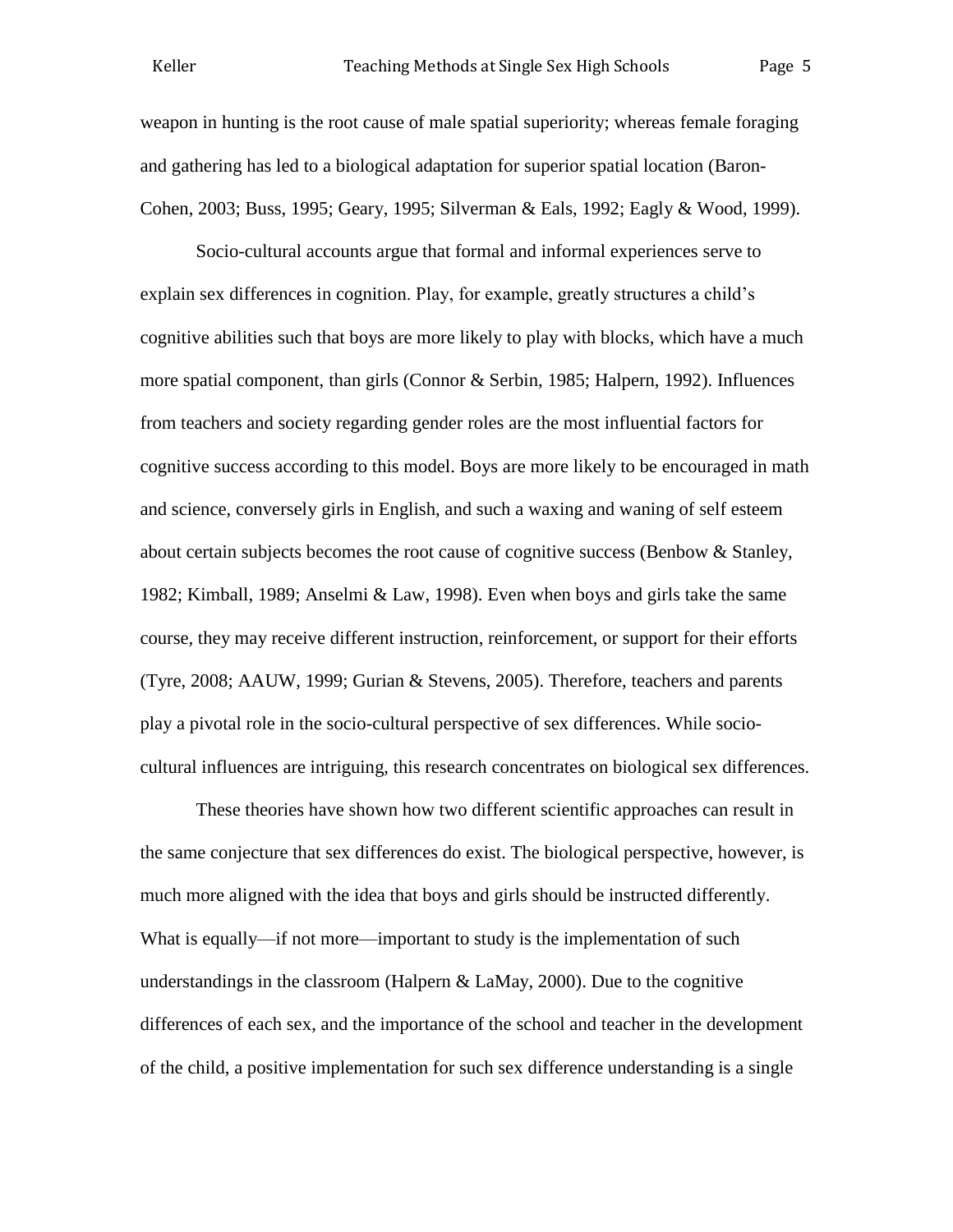weapon in hunting is the root cause of male spatial superiority; whereas female foraging and gathering has led to a biological adaptation for superior spatial location (Baron-Cohen, 2003; Buss, 1995; Geary, 1995; Silverman & Eals, 1992; Eagly & Wood, 1999).

Socio-cultural accounts argue that formal and informal experiences serve to explain sex differences in cognition. Play, for example, greatly structures a child's cognitive abilities such that boys are more likely to play with blocks, which have a much more spatial component, than girls (Connor & Serbin, 1985; Halpern, 1992). Influences from teachers and society regarding gender roles are the most influential factors for cognitive success according to this model. Boys are more likely to be encouraged in math and science, conversely girls in English, and such a waxing and waning of self esteem about certain subjects becomes the root cause of cognitive success (Benbow & Stanley, 1982; Kimball, 1989; Anselmi & Law, 1998). Even when boys and girls take the same course, they may receive different instruction, reinforcement, or support for their efforts (Tyre, 2008; AAUW, 1999; Gurian & Stevens, 2005). Therefore, teachers and parents play a pivotal role in the socio-cultural perspective of sex differences. While socio-cultural influences are intriguing, this research concentrates on biological sex differences.

These theories have shown how two different scientific approaches can result in the same conjecture that sex differences do exist. The biological perspective, however, is much more aligned with the idea that boys and girls should be instructed differently. What is equally—if not more—important to study is the implementation of such understandings in the classroom (Halpern & LaMay, 2000). Due to the cognitive differences of each sex, and the importance of the school and teacher in the development of the child, a positive implementation for such sex difference understanding is a single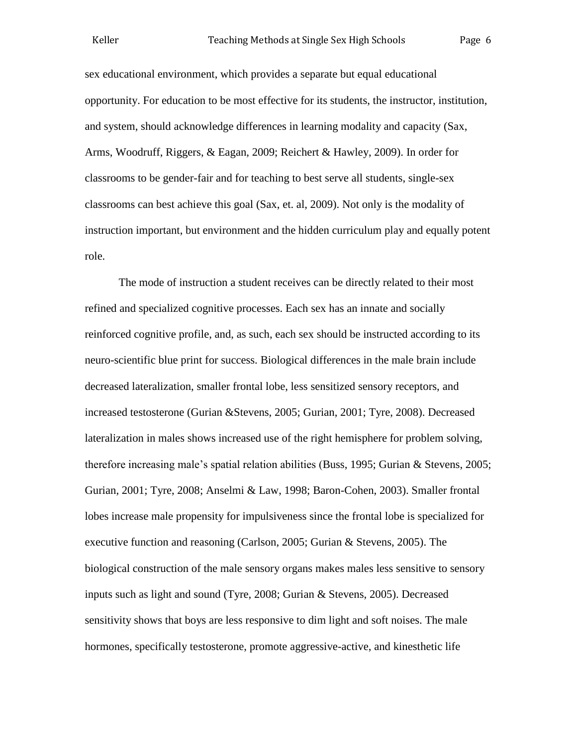sex educational environment, which provides a separate but equal educational opportunity. For education to be most effective for its students, the instructor, institution, and system, should acknowledge differences in learning modality and capacity (Sax, Arms, Woodruff, Riggers, & Eagan, 2009; Reichert & Hawley, 2009). In order for classrooms to be gender-fair and for teaching to best serve all students, single-sex classrooms can best achieve this goal (Sax, et. al, 2009). Not only is the modality of instruction important, but environment and the hidden curriculum play and equally potent role.

The mode of instruction a student receives can be directly related to their most refined and specialized cognitive processes. Each sex has an innate and socially reinforced cognitive profile, and, as such, each sex should be instructed according to its neuro-scientific blue print for success. Biological differences in the male brain include decreased lateralization, smaller frontal lobe, less sensitized sensory receptors, and increased testosterone (Gurian &Stevens, 2005; Gurian, 2001; Tyre, 2008). Decreased lateralization in males shows increased use of the right hemisphere for problem solving, therefore increasing male's spatial relation abilities (Buss, 1995; Gurian & Stevens, 2005; Gurian, 2001; Tyre, 2008; Anselmi & Law, 1998; Baron-Cohen, 2003). Smaller frontal lobes increase male propensity for impulsiveness since the frontal lobe is specialized for executive function and reasoning (Carlson, 2005; Gurian & Stevens, 2005). The biological construction of the male sensory organs makes males less sensitive to sensory inputs such as light and sound (Tyre, 2008; Gurian & Stevens, 2005). Decreased sensitivity shows that boys are less responsive to dim light and soft noises. The male hormones, specifically testosterone, promote aggressive-active, and kinesthetic life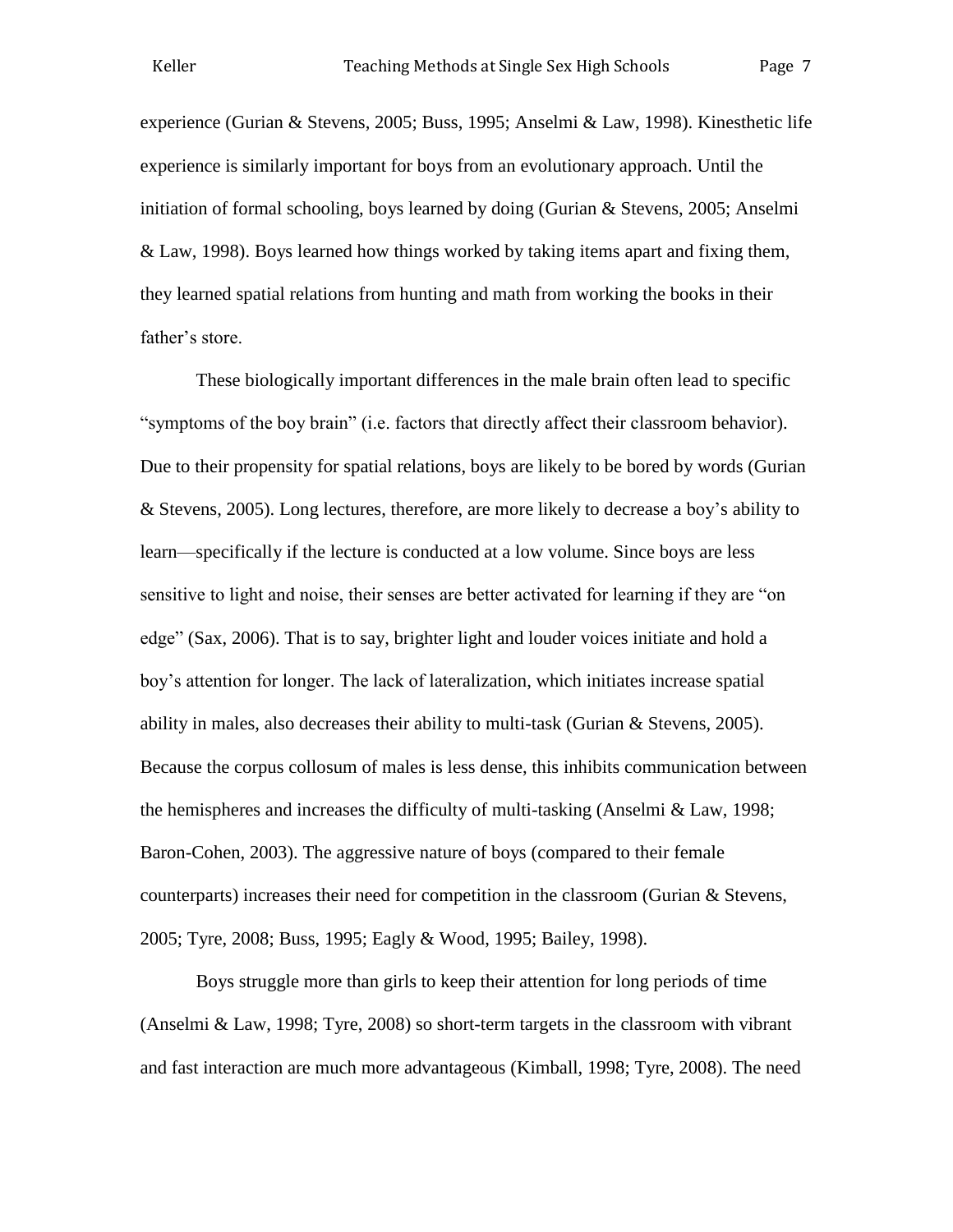experience (Gurian & Stevens, 2005; Buss, 1995; Anselmi & Law, 1998). Kinesthetic life experience is similarly important for boys from an evolutionary approach. Until the initiation of formal schooling, boys learned by doing (Gurian & Stevens, 2005; Anselmi & Law, 1998). Boys learned how things worked by taking items apart and fixing them, they learned spatial relations from hunting and math from working the books in their father's store.

These biologically important differences in the male brain often lead to specific "symptoms of the boy brain" (i.e. factors that directly affect their classroom behavior). Due to their propensity for spatial relations, boys are likely to be bored by words (Gurian & Stevens, 2005). Long lectures, therefore, are more likely to decrease a boy's ability to learn—specifically if the lecture is conducted at a low volume. Since boys are less sensitive to light and noise, their senses are better activated for learning if they are "on edge" (Sax, 2006). That is to say, brighter light and louder voices initiate and hold a boy's attention for longer. The lack of lateralization, which initiates increase spatial ability in males, also decreases their ability to multi-task (Gurian & Stevens, 2005). Because the corpus collosum of males is less dense, this inhibits communication between the hemispheres and increases the difficulty of multi-tasking (Anselmi & Law, 1998; Baron-Cohen, 2003). The aggressive nature of boys (compared to their female counterparts) increases their need for competition in the classroom (Gurian & Stevens, 2005; Tyre, 2008; Buss, 1995; Eagly & Wood, 1995; Bailey, 1998).

Boys struggle more than girls to keep their attention for long periods of time (Anselmi & Law, 1998; Tyre, 2008) so short-term targets in the classroom with vibrant and fast interaction are much more advantageous (Kimball, 1998; Tyre, 2008). The need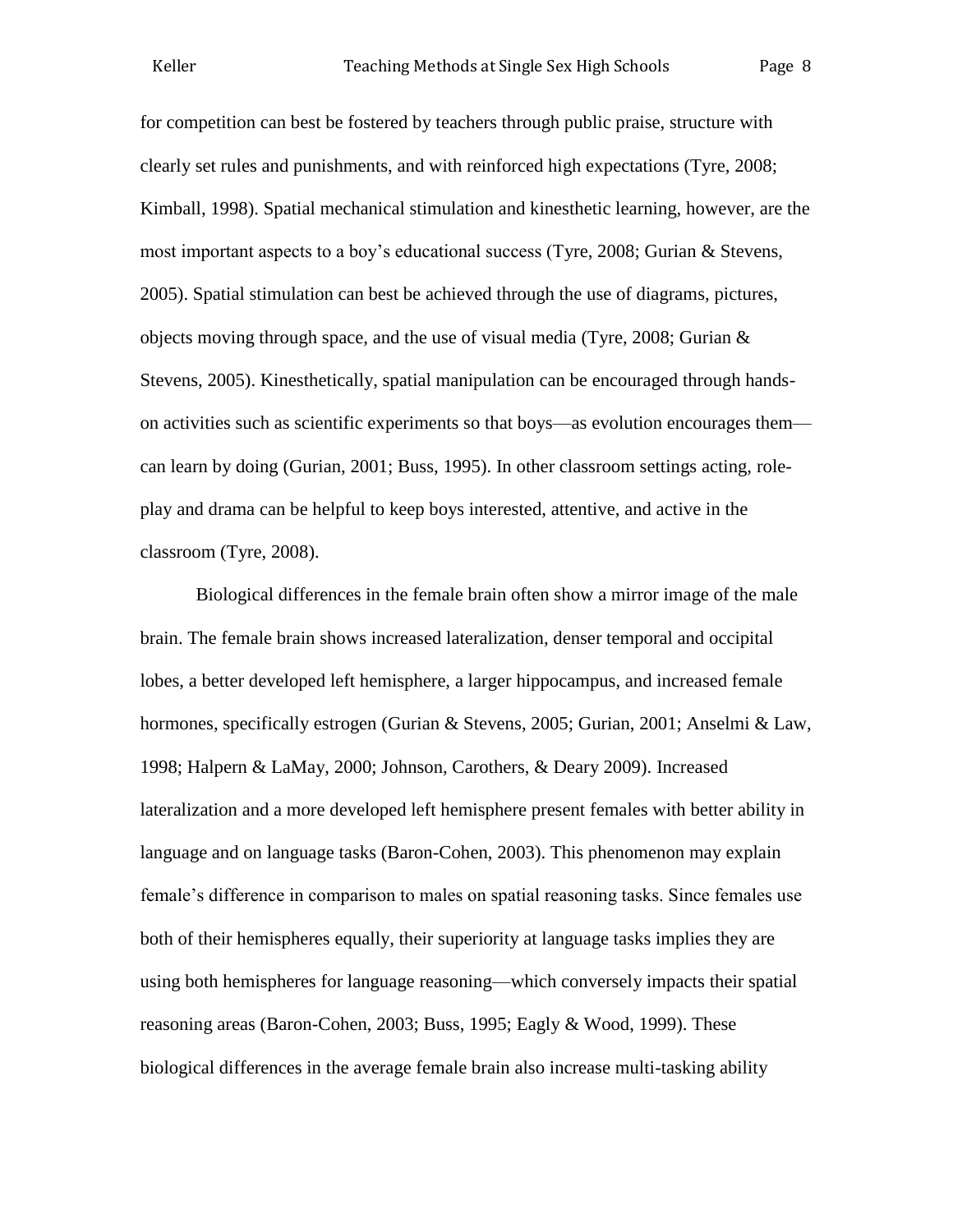for competition can best be fostered by teachers through public praise, structure with clearly set rules and punishments, and with reinforced high expectations (Tyre, 2008; Kimball, 1998). Spatial mechanical stimulation and kinesthetic learning, however, are the most important aspects to a boy's educational success (Tyre, 2008; Gurian & Stevens, 2005). Spatial stimulation can best be achieved through the use of diagrams, pictures, objects moving through space, and the use of visual media (Tyre, 2008; Gurian & Stevens, 2005). Kinesthetically, spatial manipulation can be encouraged through hands-on activities such as scientific experiments so that boys—as evolution encourages them—can learn by doing (Gurian, 2001; Buss, 1995). In other classroom settings acting, role-play and drama can be helpful to keep boys interested, attentive, and active in the classroom (Tyre, 2008).

Biological differences in the female brain often show a mirror image of the male brain. The female brain shows increased lateralization, denser temporal and occipital lobes, a better developed left hemisphere, a larger hippocampus, and increased female hormones, specifically estrogen (Gurian & Stevens, 2005; Gurian, 2001; Anselmi & Law, 1998; Halpern & LaMay, 2000; Johnson, Carothers, & Deary 2009). Increased lateralization and a more developed left hemisphere present females with better ability in language and on language tasks (Baron-Cohen, 2003). This phenomenon may explain female's difference in comparison to males on spatial reasoning tasks. Since females use both of their hemispheres equally, their superiority at language tasks implies they are using both hemispheres for language reasoning—which conversely impacts their spatial reasoning areas (Baron-Cohen, 2003; Buss, 1995; Eagly & Wood, 1999). These biological differences in the average female brain also increase multi-tasking ability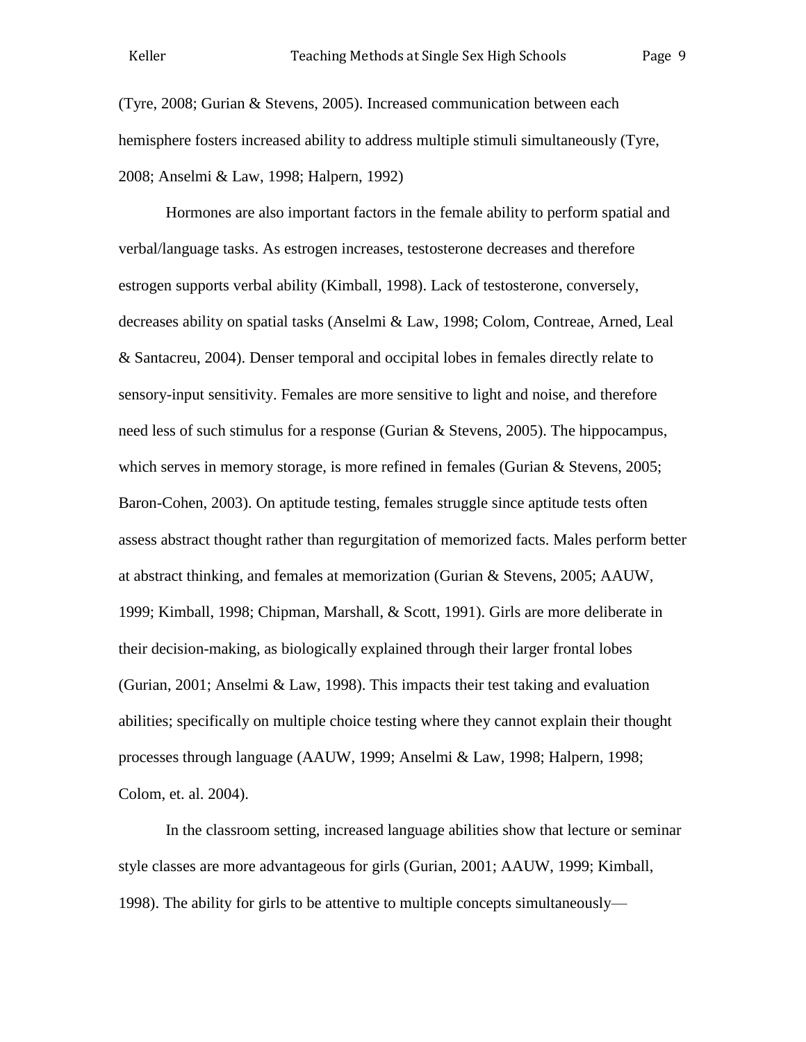(Tyre, 2008; Gurian & Stevens, 2005). Increased communication between each hemisphere fosters increased ability to address multiple stimuli simultaneously (Tyre, 2008; Anselmi & Law, 1998; Halpern, 1992)

Hormones are also important factors in the female ability to perform spatial and verbal/language tasks. As estrogen increases, testosterone decreases and therefore estrogen supports verbal ability (Kimball, 1998). Lack of testosterone, conversely, decreases ability on spatial tasks (Anselmi & Law, 1998; Colom, Contreae, Arned, Leal & Santacreu, 2004). Denser temporal and occipital lobes in females directly relate to sensory-input sensitivity. Females are more sensitive to light and noise, and therefore need less of such stimulus for a response (Gurian & Stevens, 2005). The hippocampus, which serves in memory storage, is more refined in females (Gurian & Stevens, 2005; Baron-Cohen, 2003). On aptitude testing, females struggle since aptitude tests often assess abstract thought rather than regurgitation of memorized facts. Males perform better at abstract thinking, and females at memorization (Gurian & Stevens, 2005; AAUW, 1999; Kimball, 1998; Chipman, Marshall, & Scott, 1991). Girls are more deliberate in their decision-making, as biologically explained through their larger frontal lobes (Gurian, 2001; Anselmi & Law, 1998). This impacts their test taking and evaluation abilities; specifically on multiple choice testing where they cannot explain their thought processes through language (AAUW, 1999; Anselmi & Law, 1998; Halpern, 1998; Colom, et. al. 2004).

In the classroom setting, increased language abilities show that lecture or seminar style classes are more advantageous for girls (Gurian, 2001; AAUW, 1999; Kimball, 1998). The ability for girls to be attentive to multiple concepts simultaneously—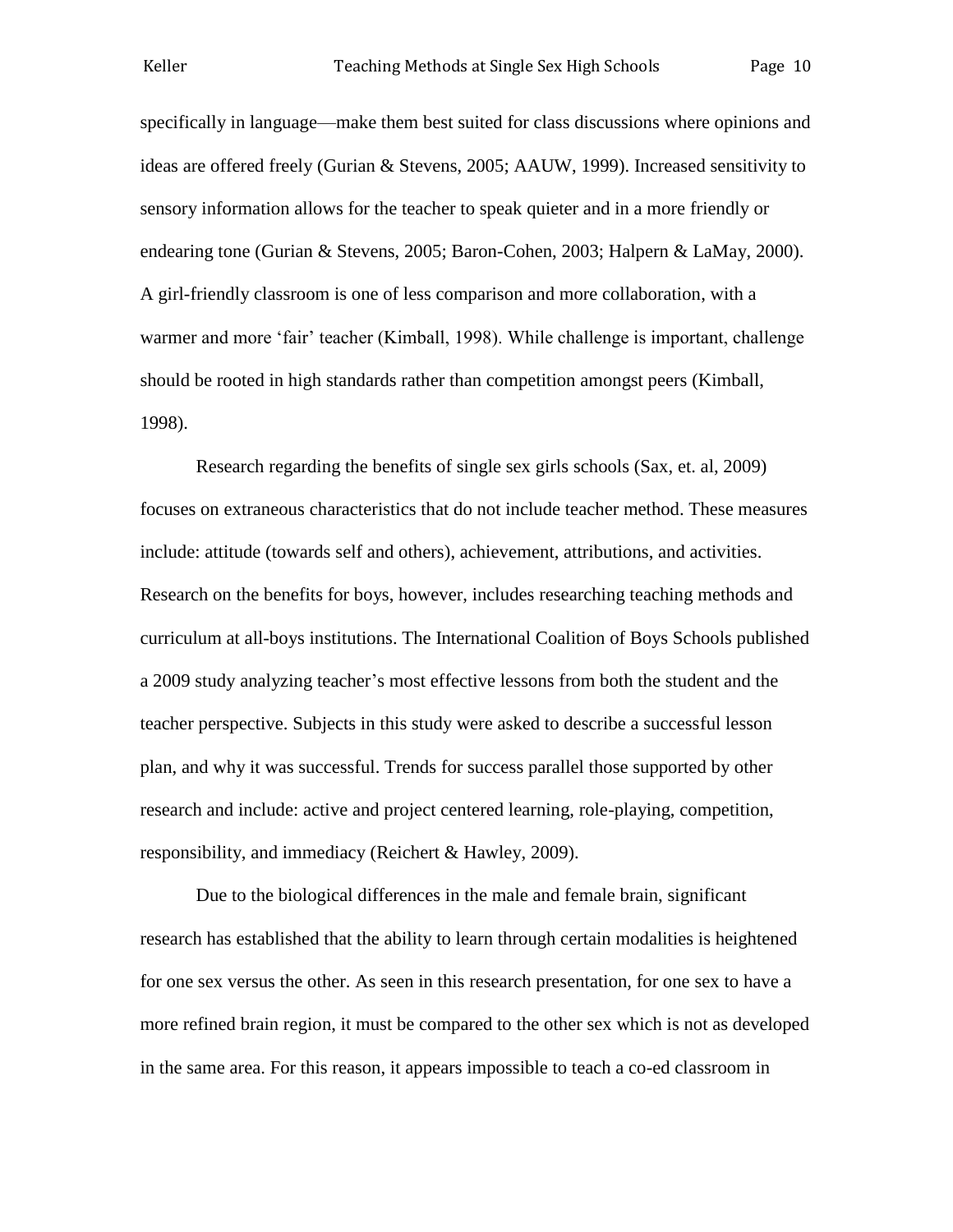specifically in language—make them best suited for class discussions where opinions and ideas are offered freely (Gurian & Stevens, 2005; AAUW, 1999). Increased sensitivity to sensory information allows for the teacher to speak quieter and in a more friendly or endearing tone (Gurian & Stevens, 2005; Baron-Cohen, 2003; Halpern & LaMay, 2000). A girl-friendly classroom is one of less comparison and more collaboration, with a warmer and more 'fair' teacher (Kimball, 1998). While challenge is important, challenge should be rooted in high standards rather than competition amongst peers (Kimball, 1998).

Research regarding the benefits of single sex girls schools (Sax, et. al, 2009) focuses on extraneous characteristics that do not include teacher method. These measures include: attitude (towards self and others), achievement, attributions, and activities. Research on the benefits for boys, however, includes researching teaching methods and curriculum at all-boys institutions. The International Coalition of Boys Schools published a 2009 study analyzing teacher's most effective lessons from both the student and the teacher perspective. Subjects in this study were asked to describe a successful lesson plan, and why it was successful. Trends for success parallel those supported by other research and include: active and project centered learning, role-playing, competition, responsibility, and immediacy (Reichert & Hawley, 2009).

Due to the biological differences in the male and female brain, significant research has established that the ability to learn through certain modalities is heightened for one sex versus the other. As seen in this research presentation, for one sex to have a more refined brain region, it must be compared to the other sex which is not as developed in the same area. For this reason, it appears impossible to teach a co-ed classroom in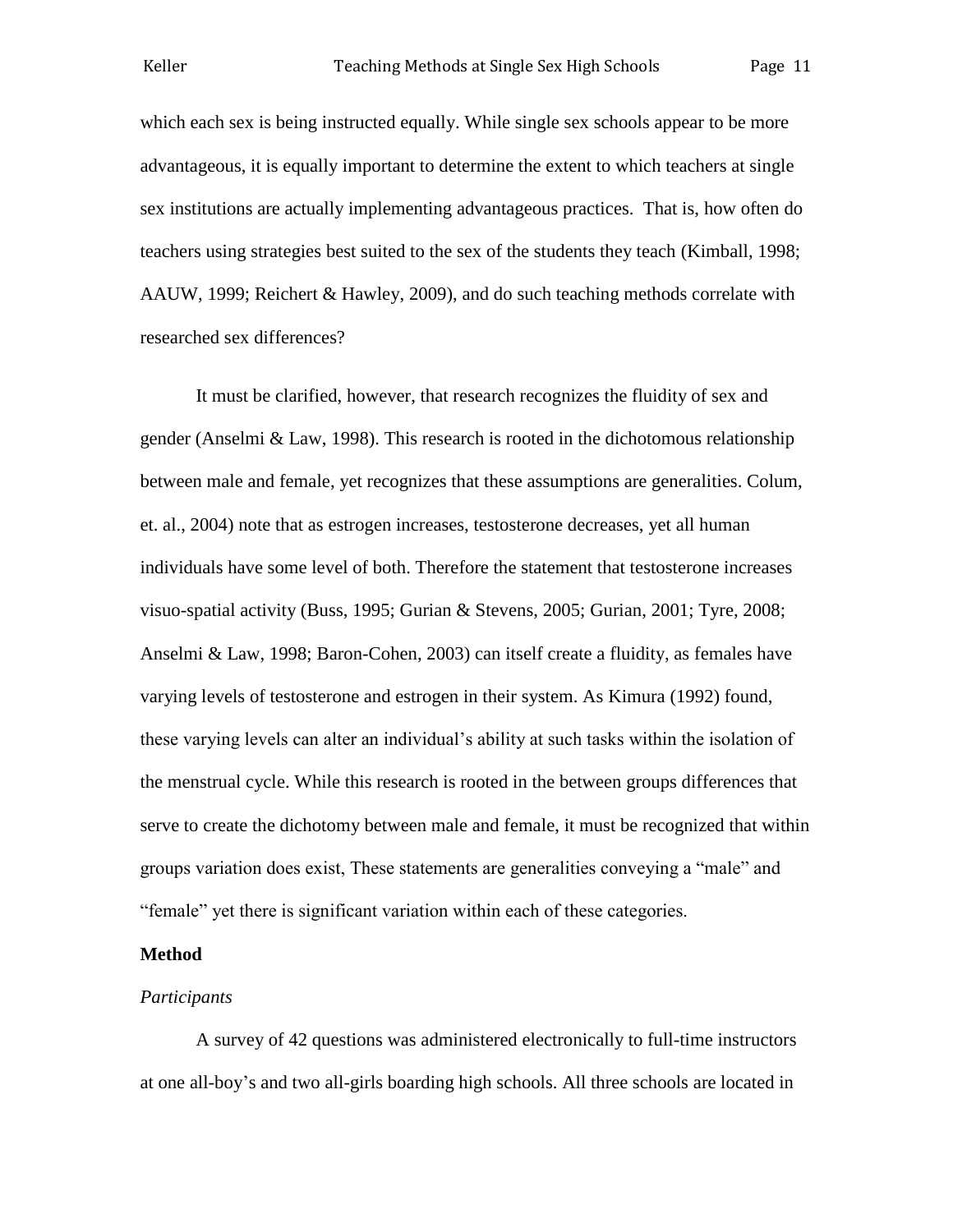which each sex is being instructed equally. While single sex schools appear to be more advantageous, it is equally important to determine the extent to which teachers at single sex institutions are actually implementing advantageous practices.  That is, how often do teachers using strategies best suited to the sex of the students they teach (Kimball, 1998; AAUW, 1999; Reichert & Hawley, 2009), and do such teaching methods correlate with researched sex differences?

It must be clarified, however, that research recognizes the fluidity of sex and gender (Anselmi & Law, 1998). This research is rooted in the dichotomous relationship between male and female, yet recognizes that these assumptions are generalities. Colum, et. al., 2004) note that as estrogen increases, testosterone decreases, yet all human individuals have some level of both. Therefore the statement that testosterone increases visuo-spatial activity (Buss, 1995; Gurian & Stevens, 2005; Gurian, 2001; Tyre, 2008; Anselmi & Law, 1998; Baron-Cohen, 2003) can itself create a fluidity, as females have varying levels of testosterone and estrogen in their system. As Kimura (1992) found, these varying levels can alter an individual's ability at such tasks within the isolation of the menstrual cycle. While this research is rooted in the between groups differences that serve to create the dichotomy between male and female, it must be recognized that within groups variation does exist, These statements are generalities conveying a "male" and "female" yet there is significant variation within each of these categories.

**Method**

*Participants*

A survey of 42 questions was administered electronically to full-time instructors at one all-boy's and two all-girls boarding high schools. All three schools are located in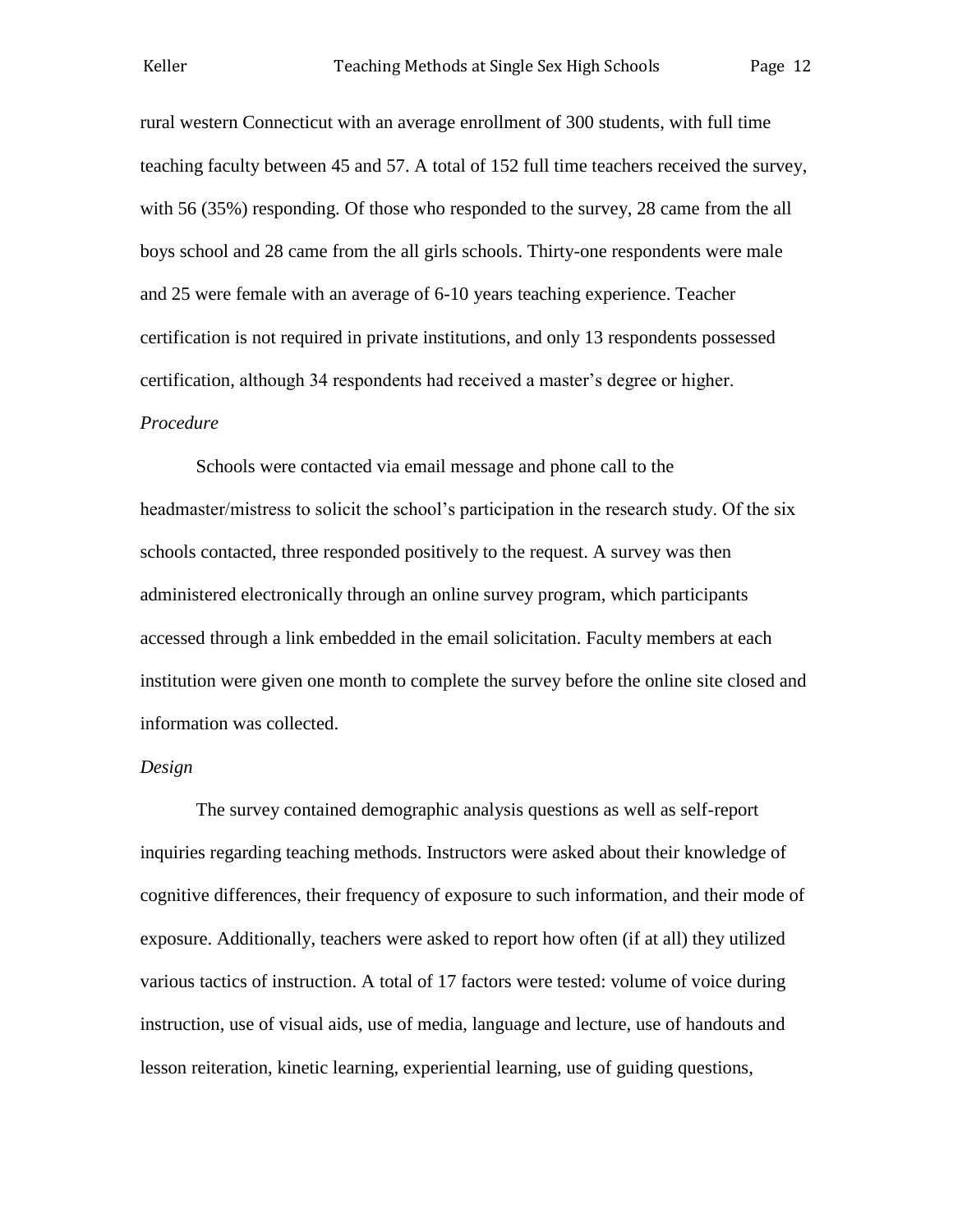rural western Connecticut with an average enrollment of 300 students, with full time teaching faculty between 45 and 57. A total of 152 full time teachers received the survey, with 56 (35%) responding. Of those who responded to the survey, 28 came from the all boys school and 28 came from the all girls schools. Thirty-one respondents were male and 25 were female with an average of 6-10 years teaching experience. Teacher certification is not required in private institutions, and only 13 respondents possessed certification, although 34 respondents had received a master's degree or higher.

*Procedure*

Schools were contacted via email message and phone call to the headmaster/mistress to solicit the school's participation in the research study. Of the six schools contacted, three responded positively to the request. A survey was then administered electronically through an online survey program, which participants accessed through a link embedded in the email solicitation. Faculty members at each institution were given one month to complete the survey before the online site closed and information was collected.

*Design*

The survey contained demographic analysis questions as well as self-report inquiries regarding teaching methods. Instructors were asked about their knowledge of cognitive differences, their frequency of exposure to such information, and their mode of exposure. Additionally, teachers were asked to report how often (if at all) they utilized various tactics of instruction. A total of 17 factors were tested: volume of voice during instruction, use of visual aids, use of media, language and lecture, use of handouts and lesson reiteration, kinetic learning, experiential learning, use of guiding questions,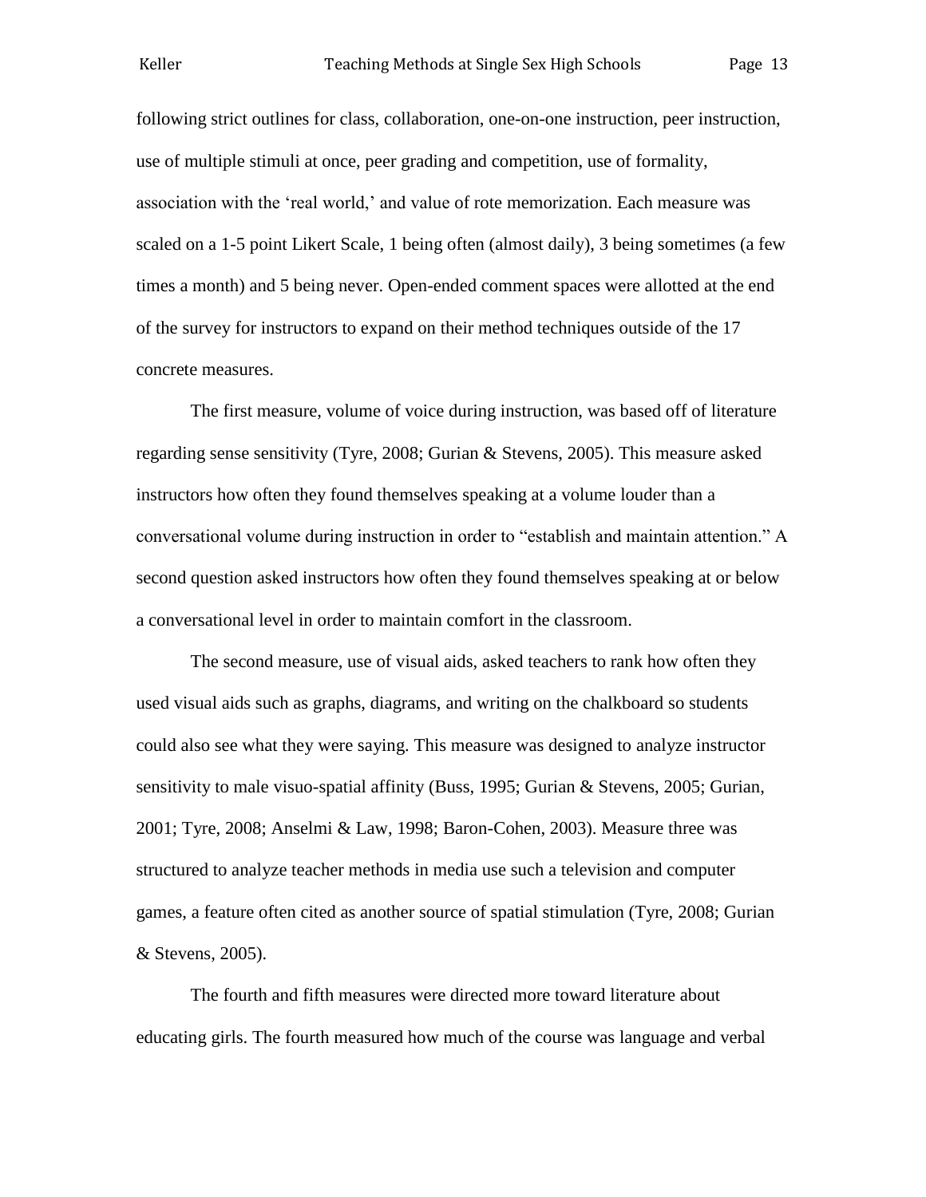following strict outlines for class, collaboration, one-on-one instruction, peer instruction, use of multiple stimuli at once, peer grading and competition, use of formality, association with the 'real world,' and value of rote memorization. Each measure was scaled on a 1-5 point Likert Scale, 1 being often (almost daily), 3 being sometimes (a few times a month) and 5 being never. Open-ended comment spaces were allotted at the end of the survey for instructors to expand on their method techniques outside of the 17 concrete measures.

The first measure, volume of voice during instruction, was based off of literature regarding sense sensitivity (Tyre, 2008; Gurian & Stevens, 2005). This measure asked instructors how often they found themselves speaking at a volume louder than a conversational volume during instruction in order to "establish and maintain attention." A second question asked instructors how often they found themselves speaking at or below a conversational level in order to maintain comfort in the classroom.

The second measure, use of visual aids, asked teachers to rank how often they used visual aids such as graphs, diagrams, and writing on the chalkboard so students could also see what they were saying. This measure was designed to analyze instructor sensitivity to male visuo-spatial affinity (Buss, 1995; Gurian & Stevens, 2005; Gurian, 2001; Tyre, 2008; Anselmi & Law, 1998; Baron-Cohen, 2003). Measure three was structured to analyze teacher methods in media use such a television and computer games, a feature often cited as another source of spatial stimulation (Tyre, 2008; Gurian & Stevens, 2005).

The fourth and fifth measures were directed more toward literature about educating girls. The fourth measured how much of the course was language and verbal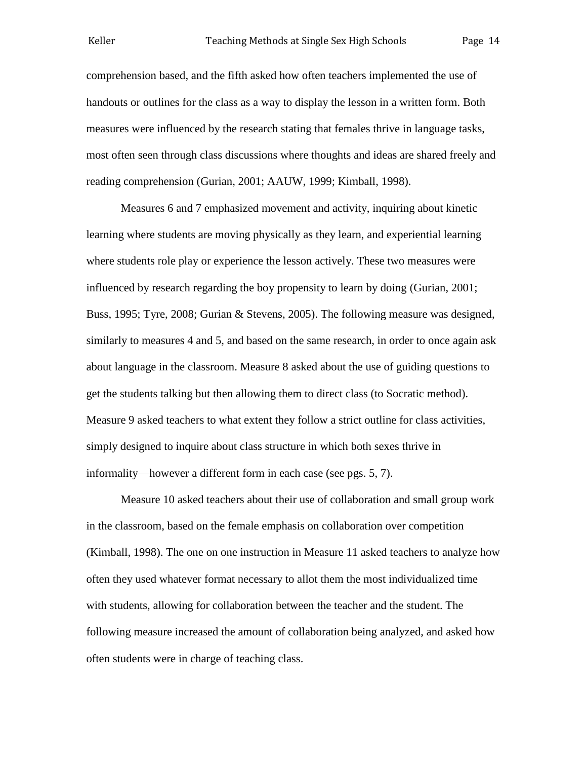comprehension based, and the fifth asked how often teachers implemented the use of handouts or outlines for the class as a way to display the lesson in a written form. Both measures were influenced by the research stating that females thrive in language tasks, most often seen through class discussions where thoughts and ideas are shared freely and reading comprehension (Gurian, 2001; AAUW, 1999; Kimball, 1998).

Measures 6 and 7 emphasized movement and activity, inquiring about kinetic learning where students are moving physically as they learn, and experiential learning where students role play or experience the lesson actively. These two measures were influenced by research regarding the boy propensity to learn by doing (Gurian, 2001; Buss, 1995; Tyre, 2008; Gurian & Stevens, 2005). The following measure was designed, similarly to measures 4 and 5, and based on the same research, in order to once again ask about language in the classroom. Measure 8 asked about the use of guiding questions to get the students talking but then allowing them to direct class (to Socratic method). Measure 9 asked teachers to what extent they follow a strict outline for class activities, simply designed to inquire about class structure in which both sexes thrive in informality—however a different form in each case (see pgs. 5, 7).

Measure 10 asked teachers about their use of collaboration and small group work in the classroom, based on the female emphasis on collaboration over competition (Kimball, 1998). The one on one instruction in Measure 11 asked teachers to analyze how often they used whatever format necessary to allot them the most individualized time with students, allowing for collaboration between the teacher and the student. The following measure increased the amount of collaboration being analyzed, and asked how often students were in charge of teaching class.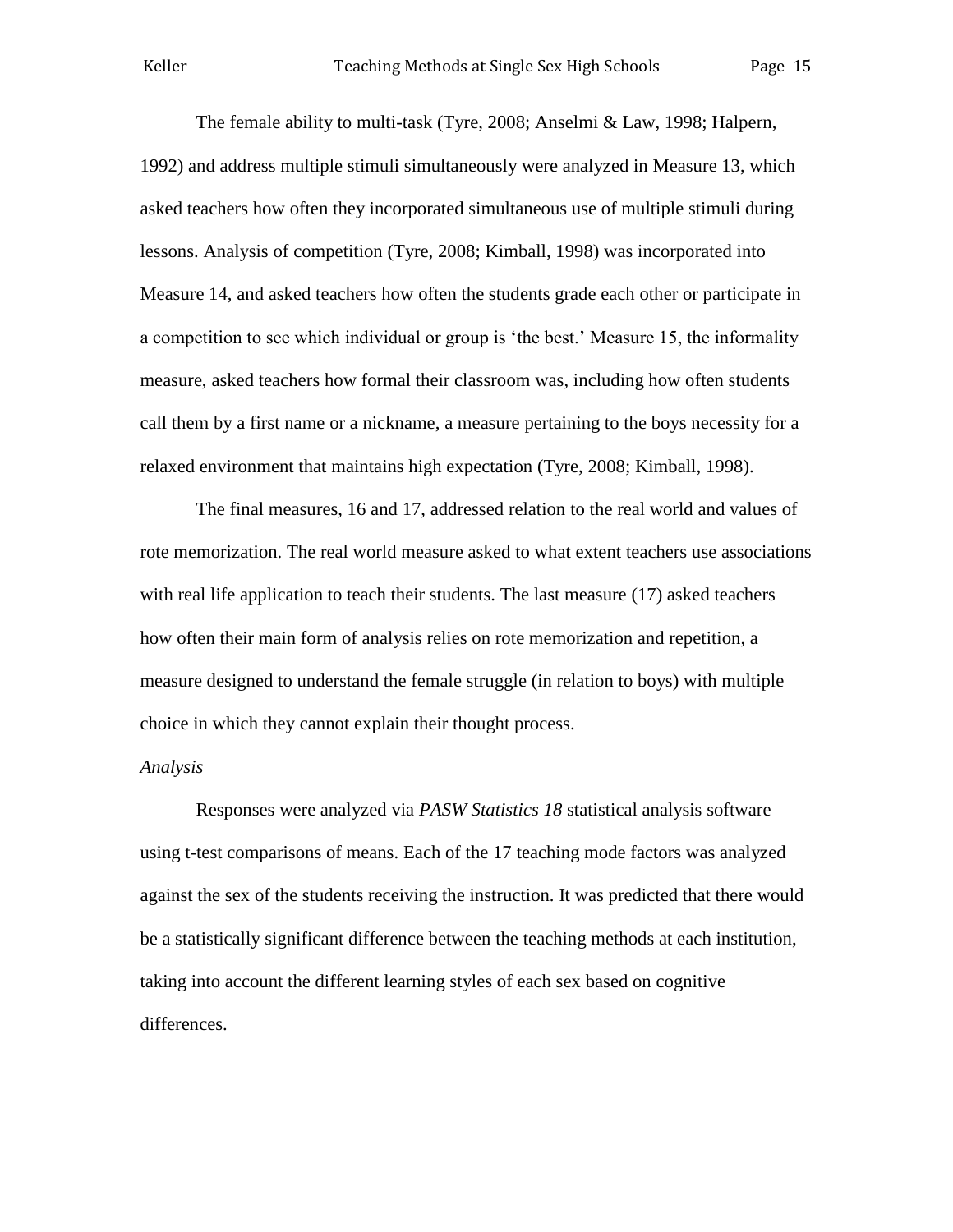The female ability to multi-task (Tyre, 2008; Anselmi & Law, 1998; Halpern, 1992) and address multiple stimuli simultaneously were analyzed in Measure 13, which asked teachers how often they incorporated simultaneous use of multiple stimuli during lessons. Analysis of competition (Tyre, 2008; Kimball, 1998) was incorporated into Measure 14, and asked teachers how often the students grade each other or participate in a competition to see which individual or group is 'the best.' Measure 15, the informality measure, asked teachers how formal their classroom was, including how often students call them by a first name or a nickname, a measure pertaining to the boys necessity for a relaxed environment that maintains high expectation (Tyre, 2008; Kimball, 1998).

The final measures, 16 and 17, addressed relation to the real world and values of rote memorization. The real world measure asked to what extent teachers use associations with real life application to teach their students. The last measure (17) asked teachers how often their main form of analysis relies on rote memorization and repetition, a measure designed to understand the female struggle (in relation to boys) with multiple choice in which they cannot explain their thought process.

*Analysis*

Responses were analyzed via *PASW Statistics 18* statistical analysis software using t-test comparisons of means. Each of the 17 teaching mode factors was analyzed against the sex of the students receiving the instruction. It was predicted that there would be a statistically significant difference between the teaching methods at each institution, taking into account the different learning styles of each sex based on cognitive differences.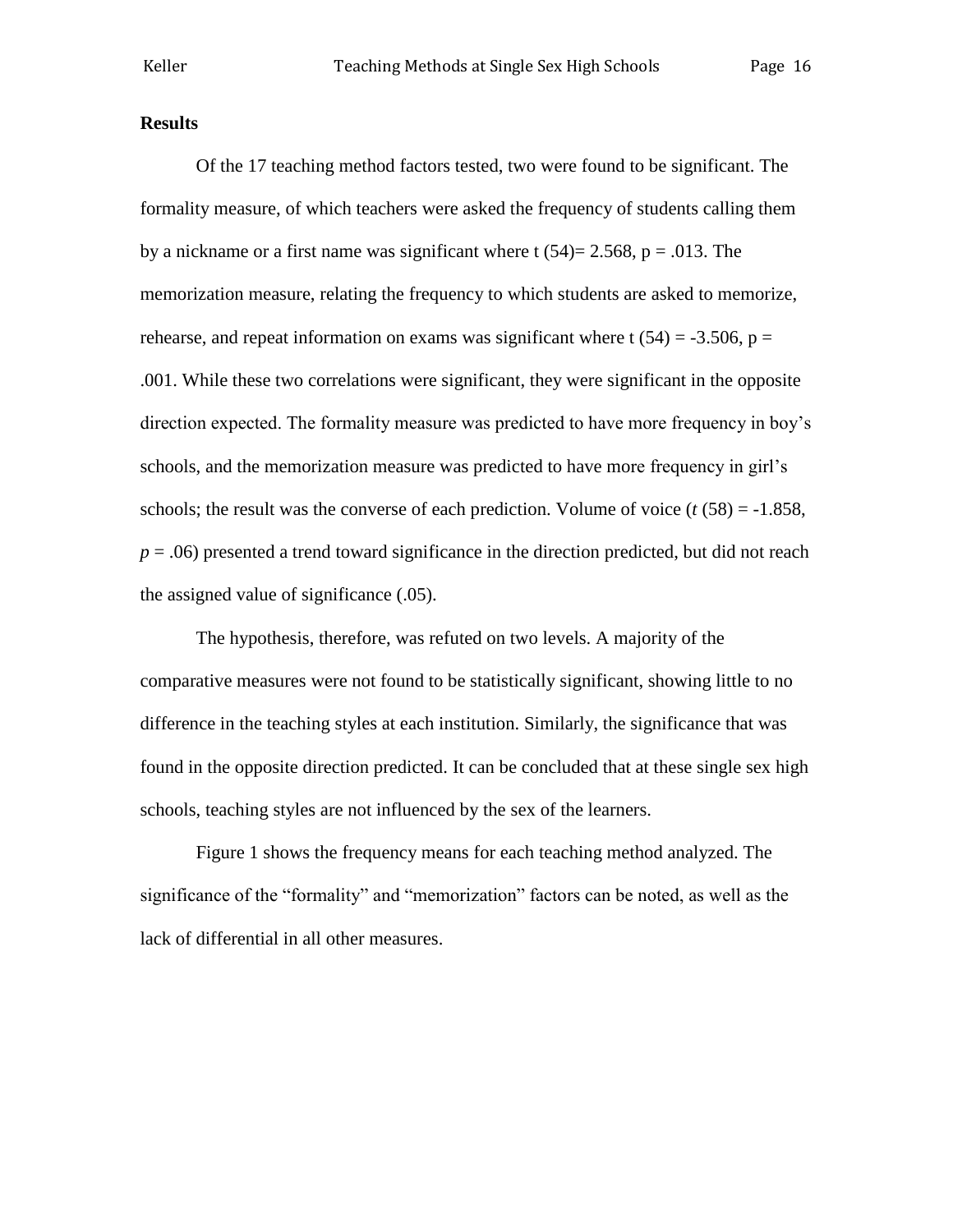**Results**

Of the 17 teaching method factors tested, two were found to be significant. The formality measure, of which teachers were asked the frequency of students calling them by a nickname or a first name was significant where $t\ (54) = 2.568$, $p = .013$. The memorization measure, relating the frequency to which students are asked to memorize, rehearse, and repeat information on exams was significant where $t\ (54) = -3.506$, $p = .001$. While these two correlations were significant, they were significant in the opposite direction expected. The formality measure was predicted to have more frequency in boy's schools, and the memorization measure was predicted to have more frequency in girl's schools; the result was the converse of each prediction. Volume of voice ($t\ (58) = -1.858$, $p = .06$) presented a trend toward significance in the direction predicted, but did not reach the assigned value of significance (.05).

The hypothesis, therefore, was refuted on two levels. A majority of the comparative measures were not found to be statistically significant, showing little to no difference in the teaching styles at each institution. Similarly, the significance that was found in the opposite direction predicted. It can be concluded that at these single sex high schools, teaching styles are not influenced by the sex of the learners.

Figure 1 shows the frequency means for each teaching method analyzed. The significance of the "formality" and "memorization" factors can be noted, as well as the lack of differential in all other measures.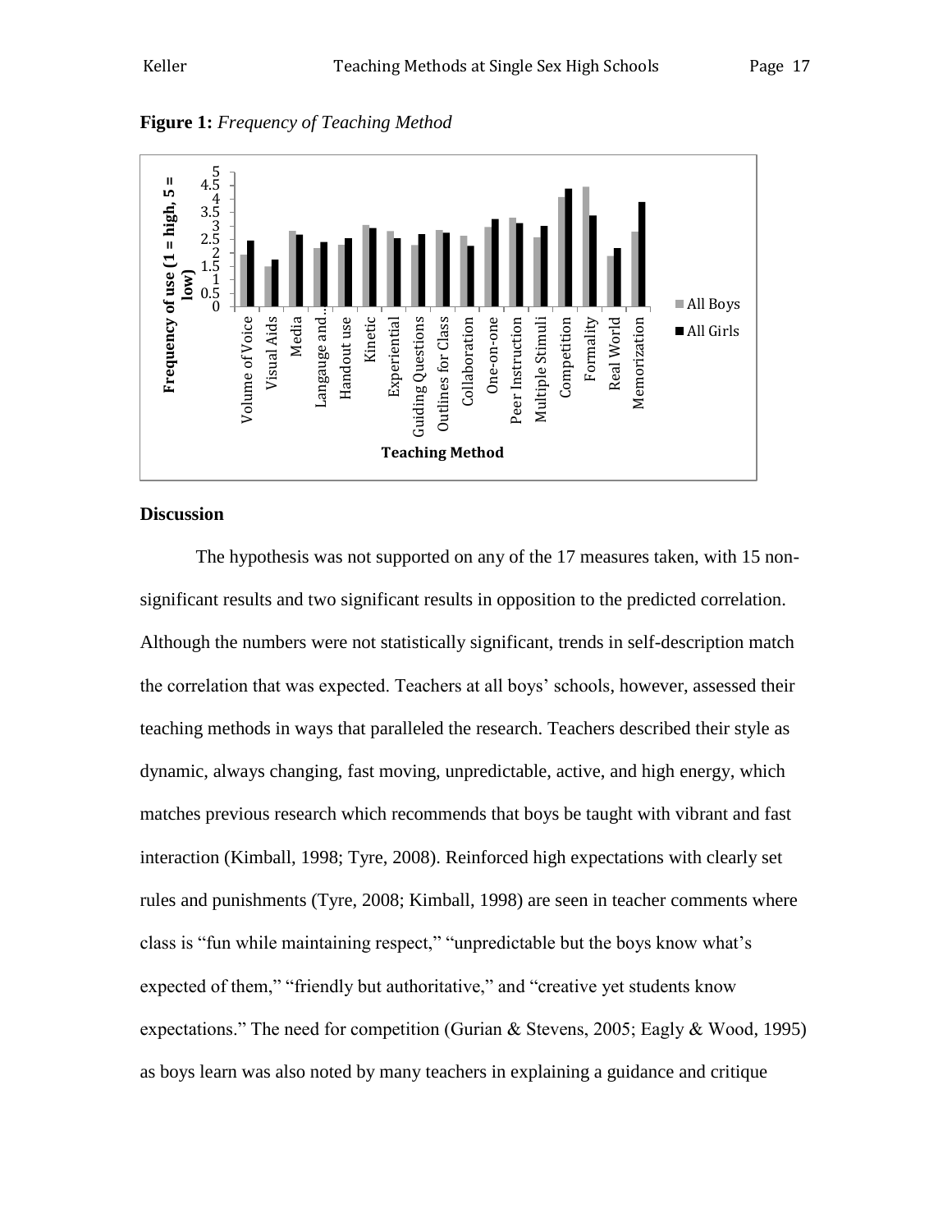**Figure 1:** *Frequency of Teaching Method*

Frequency of use (1 = high, 5 = low)

| Teaching Method | All Boys | All Girls |
|---|---|---|
| Volume of Voice | 1.95 | 2.45 |
| Visual Aids | 1.5 | 1.75 |
| Media | 2.85 | 2.7 |
| Langauge and... | 2.2 | 2.4 |
| Handout use | 2.3 | 2.55 |
| Kinetic | 3.05 | 2.95 |
| Experiential | 2.85 | 2.55 |
| Guiding Questions | 2.3 | 2.7 |
| Outlines for Class | 2.85 | 2.8 |
| Collaboration | 2.65 | 2.25 |
| One-on-one | 3.0 | 3.3 |
| Peer Instruction | 3.35 | 3.15 |
| Multiple Stimuli | 2.6 | 3.05 |
| Competition | 4.1 | 4.4 |
| Formality | 4.45 | 3.4 |
| Real World | 1.9 | 2.2 |
| Memorization | 2.8 | 3.9 |

Teaching Method

## Discussion

The hypothesis was not supported on any of the 17 measures taken, with 15 non-significant results and two significant results in opposition to the predicted correlation. Although the numbers were not statistically significant, trends in self-description match the correlation that was expected. Teachers at all boys' schools, however, assessed their teaching methods in ways that paralleled the research. Teachers described their style as dynamic, always changing, fast moving, unpredictable, active, and high energy, which matches previous research which recommends that boys be taught with vibrant and fast interaction (Kimball, 1998; Tyre, 2008). Reinforced high expectations with clearly set rules and punishments (Tyre, 2008; Kimball, 1998) are seen in teacher comments where class is "fun while maintaining respect," "unpredictable but the boys know what's expected of them," "friendly but authoritative," and "creative yet students know expectations." The need for competition (Gurian & Stevens, 2005; Eagly & Wood, 1995) as boys learn was also noted by many teachers in explaining a guidance and critique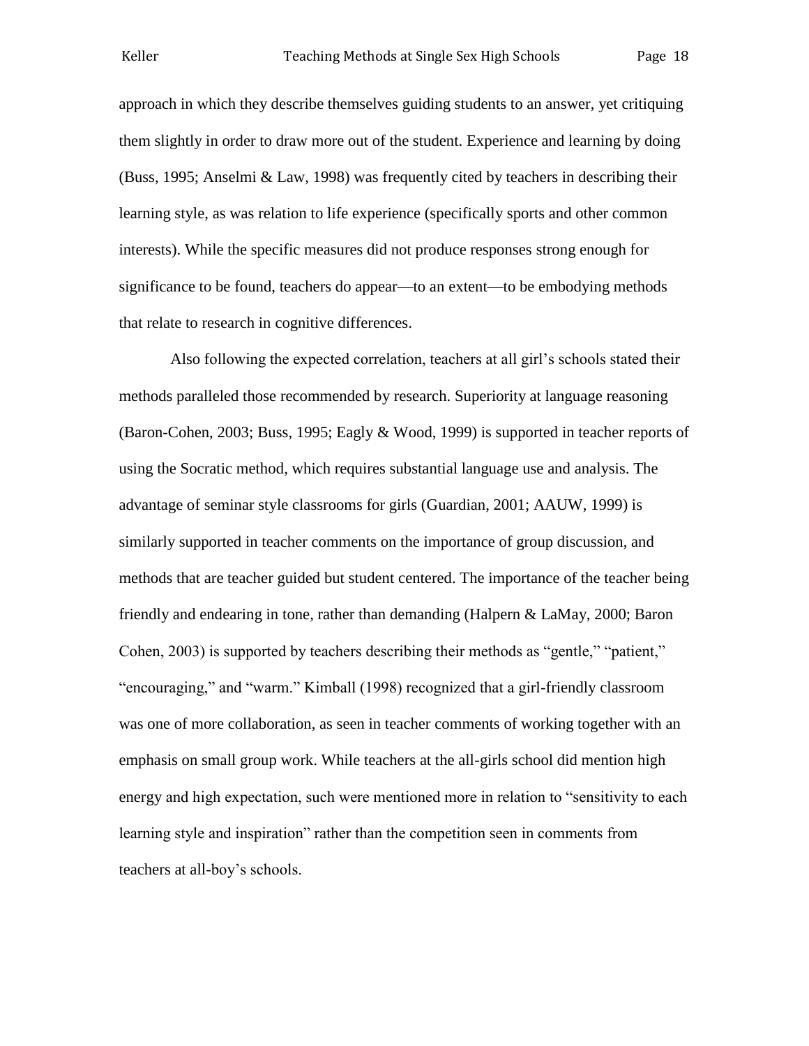approach in which they describe themselves guiding students to an answer, yet critiquing them slightly in order to draw more out of the student. Experience and learning by doing (Buss, 1995; Anselmi & Law, 1998) was frequently cited by teachers in describing their learning style, as was relation to life experience (specifically sports and other common interests). While the specific measures did not produce responses strong enough for significance to be found, teachers do appear—to an extent—to be embodying methods that relate to research in cognitive differences.

Also following the expected correlation, teachers at all girl's schools stated their methods paralleled those recommended by research. Superiority at language reasoning (Baron-Cohen, 2003; Buss, 1995; Eagly & Wood, 1999) is supported in teacher reports of using the Socratic method, which requires substantial language use and analysis. The advantage of seminar style classrooms for girls (Guardian, 2001; AAUW, 1999) is similarly supported in teacher comments on the importance of group discussion, and methods that are teacher guided but student centered. The importance of the teacher being friendly and endearing in tone, rather than demanding (Halpern & LaMay, 2000; Baron Cohen, 2003) is supported by teachers describing their methods as "gentle," "patient," "encouraging," and "warm." Kimball (1998) recognized that a girl-friendly classroom was one of more collaboration, as seen in teacher comments of working together with an emphasis on small group work. While teachers at the all-girls school did mention high energy and high expectation, such were mentioned more in relation to "sensitivity to each learning style and inspiration" rather than the competition seen in comments from teachers at all-boy's schools.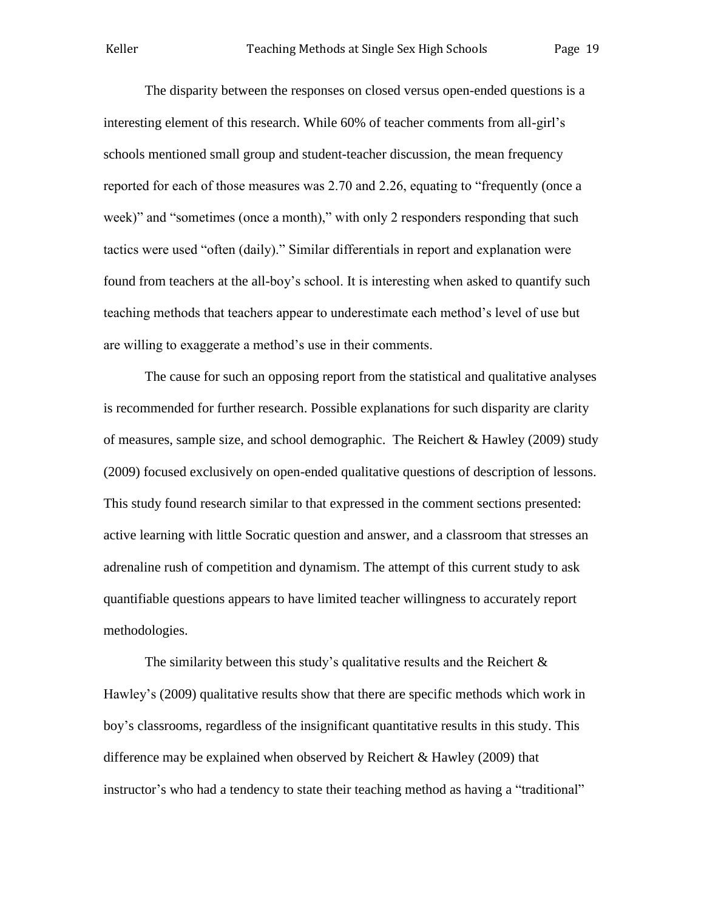The disparity between the responses on closed versus open-ended questions is a interesting element of this research. While 60% of teacher comments from all-girl's schools mentioned small group and student-teacher discussion, the mean frequency reported for each of those measures was 2.70 and 2.26, equating to "frequently (once a week)" and "sometimes (once a month)," with only 2 responders responding that such tactics were used "often (daily)." Similar differentials in report and explanation were found from teachers at the all-boy's school. It is interesting when asked to quantify such teaching methods that teachers appear to underestimate each method's level of use but are willing to exaggerate a method's use in their comments.

The cause for such an opposing report from the statistical and qualitative analyses is recommended for further research. Possible explanations for such disparity are clarity of measures, sample size, and school demographic. The Reichert & Hawley (2009) study (2009) focused exclusively on open-ended qualitative questions of description of lessons. This study found research similar to that expressed in the comment sections presented: active learning with little Socratic question and answer, and a classroom that stresses an adrenaline rush of competition and dynamism. The attempt of this current study to ask quantifiable questions appears to have limited teacher willingness to accurately report methodologies.

The similarity between this study's qualitative results and the Reichert & Hawley's (2009) qualitative results show that there are specific methods which work in boy's classrooms, regardless of the insignificant quantitative results in this study. This difference may be explained when observed by Reichert & Hawley (2009) that instructor's who had a tendency to state their teaching method as having a "traditional"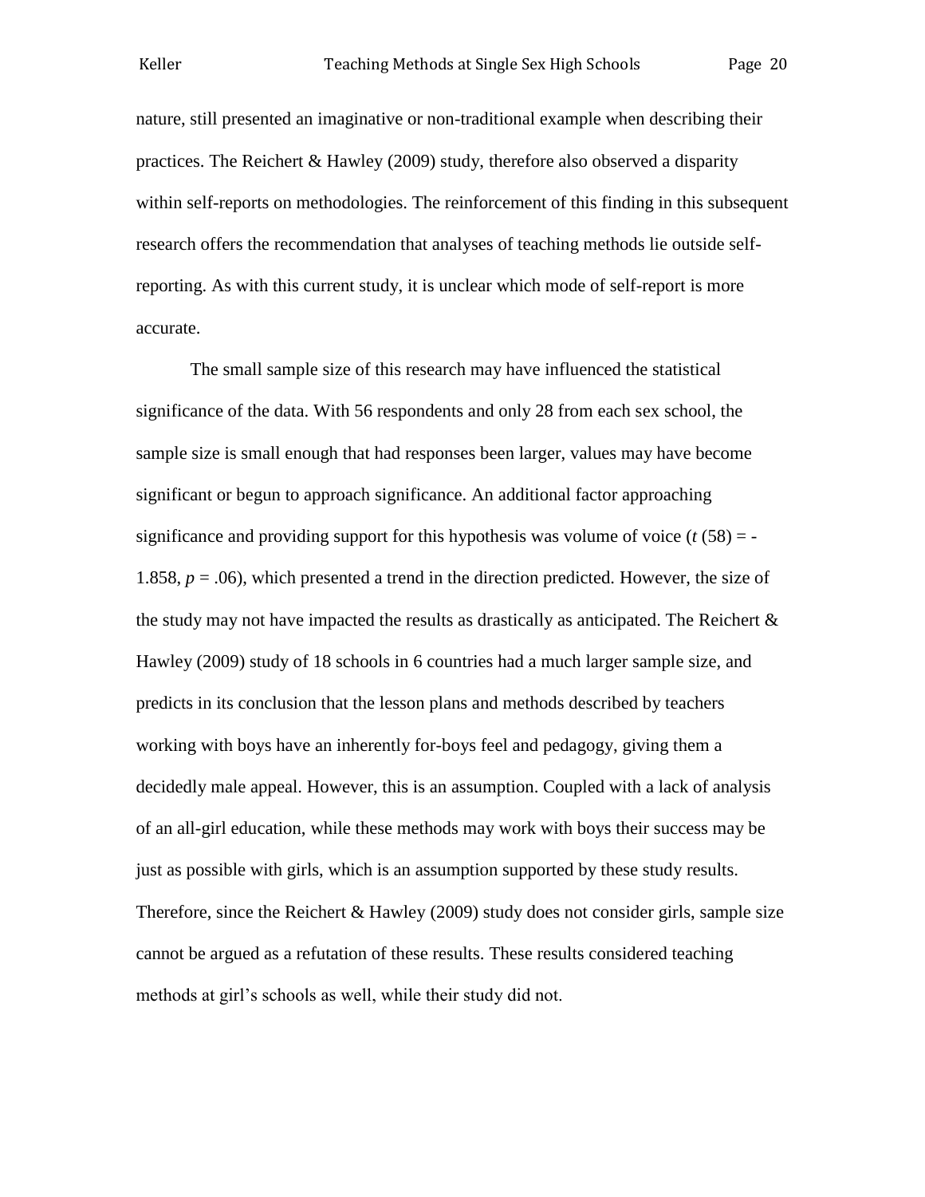nature, still presented an imaginative or non-traditional example when describing their practices. The Reichert & Hawley (2009) study, therefore also observed a disparity within self-reports on methodologies. The reinforcement of this finding in this subsequent research offers the recommendation that analyses of teaching methods lie outside self-reporting. As with this current study, it is unclear which mode of self-report is more accurate.

The small sample size of this research may have influenced the statistical significance of the data. With 56 respondents and only 28 from each sex school, the sample size is small enough that had responses been larger, values may have become significant or begun to approach significance. An additional factor approaching significance and providing support for this hypothesis was volume of voice ($t\,(58) = -1.858$, $p = .06$), which presented a trend in the direction predicted. However, the size of the study may not have impacted the results as drastically as anticipated. The Reichert & Hawley (2009) study of 18 schools in 6 countries had a much larger sample size, and predicts in its conclusion that the lesson plans and methods described by teachers working with boys have an inherently for-boys feel and pedagogy, giving them a decidedly male appeal. However, this is an assumption. Coupled with a lack of analysis of an all-girl education, while these methods may work with boys their success may be just as possible with girls, which is an assumption supported by these study results. Therefore, since the Reichert & Hawley (2009) study does not consider girls, sample size cannot be argued as a refutation of these results. These results considered teaching methods at girl's schools as well, while their study did not.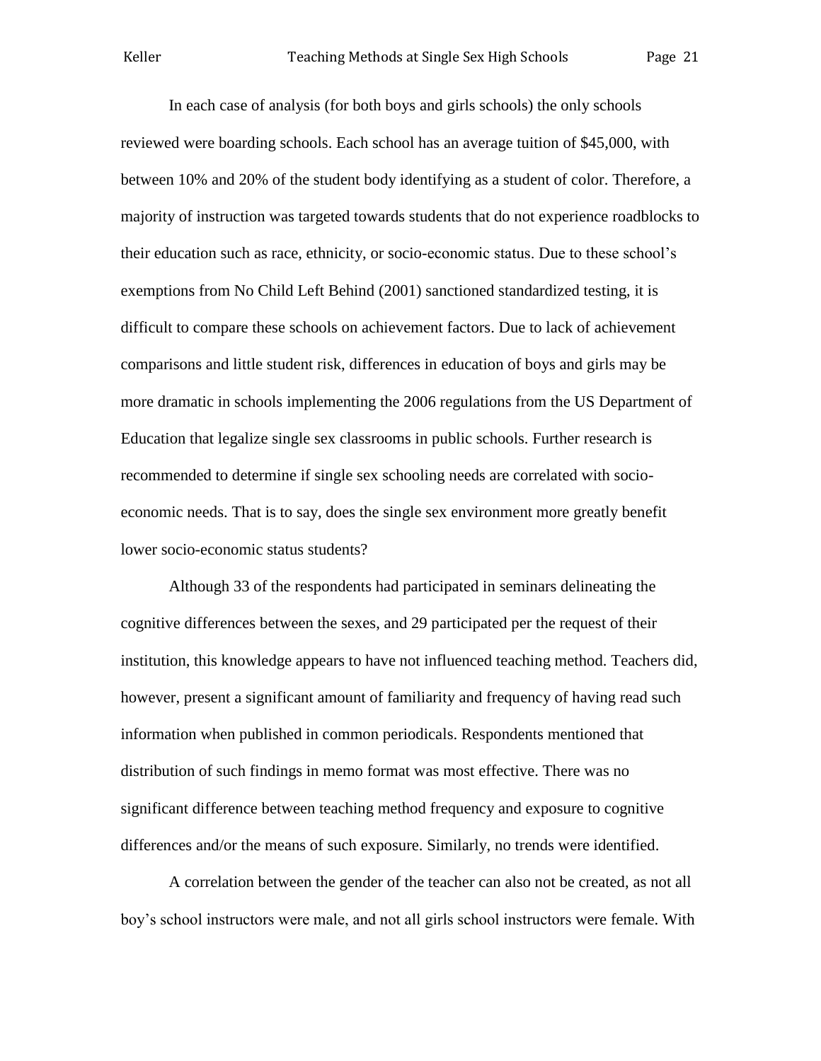In each case of analysis (for both boys and girls schools) the only schools reviewed were boarding schools. Each school has an average tuition of $45,000, with between 10% and 20% of the student body identifying as a student of color. Therefore, a majority of instruction was targeted towards students that do not experience roadblocks to their education such as race, ethnicity, or socio-economic status. Due to these school's exemptions from No Child Left Behind (2001) sanctioned standardized testing, it is difficult to compare these schools on achievement factors. Due to lack of achievement comparisons and little student risk, differences in education of boys and girls may be more dramatic in schools implementing the 2006 regulations from the US Department of Education that legalize single sex classrooms in public schools. Further research is recommended to determine if single sex schooling needs are correlated with socio-economic needs. That is to say, does the single sex environment more greatly benefit lower socio-economic status students?

Although 33 of the respondents had participated in seminars delineating the cognitive differences between the sexes, and 29 participated per the request of their institution, this knowledge appears to have not influenced teaching method. Teachers did, however, present a significant amount of familiarity and frequency of having read such information when published in common periodicals. Respondents mentioned that distribution of such findings in memo format was most effective. There was no significant difference between teaching method frequency and exposure to cognitive differences and/or the means of such exposure. Similarly, no trends were identified.

A correlation between the gender of the teacher can also not be created, as not all boy's school instructors were male, and not all girls school instructors were female. With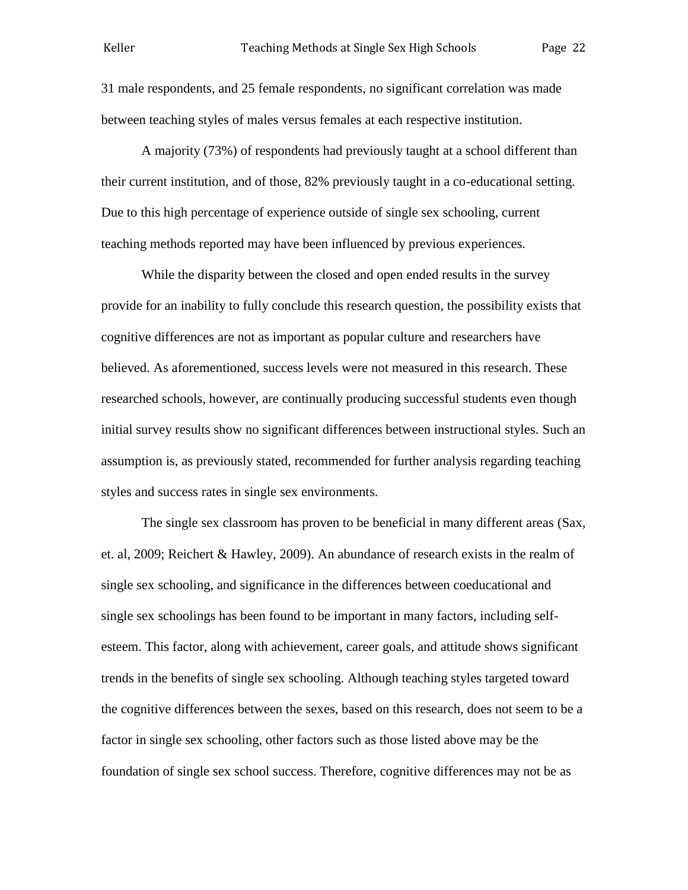31 male respondents, and 25 female respondents, no significant correlation was made between teaching styles of males versus females at each respective institution.

A majority (73%) of respondents had previously taught at a school different than their current institution, and of those, 82% previously taught in a co-educational setting. Due to this high percentage of experience outside of single sex schooling, current teaching methods reported may have been influenced by previous experiences.

While the disparity between the closed and open ended results in the survey provide for an inability to fully conclude this research question, the possibility exists that cognitive differences are not as important as popular culture and researchers have believed. As aforementioned, success levels were not measured in this research. These researched schools, however, are continually producing successful students even though initial survey results show no significant differences between instructional styles. Such an assumption is, as previously stated, recommended for further analysis regarding teaching styles and success rates in single sex environments.

The single sex classroom has proven to be beneficial in many different areas (Sax, et. al, 2009; Reichert & Hawley, 2009). An abundance of research exists in the realm of single sex schooling, and significance in the differences between coeducational and single sex schoolings has been found to be important in many factors, including self-esteem. This factor, along with achievement, career goals, and attitude shows significant trends in the benefits of single sex schooling. Although teaching styles targeted toward the cognitive differences between the sexes, based on this research, does not seem to be a factor in single sex schooling, other factors such as those listed above may be the foundation of single sex school success. Therefore, cognitive differences may not be as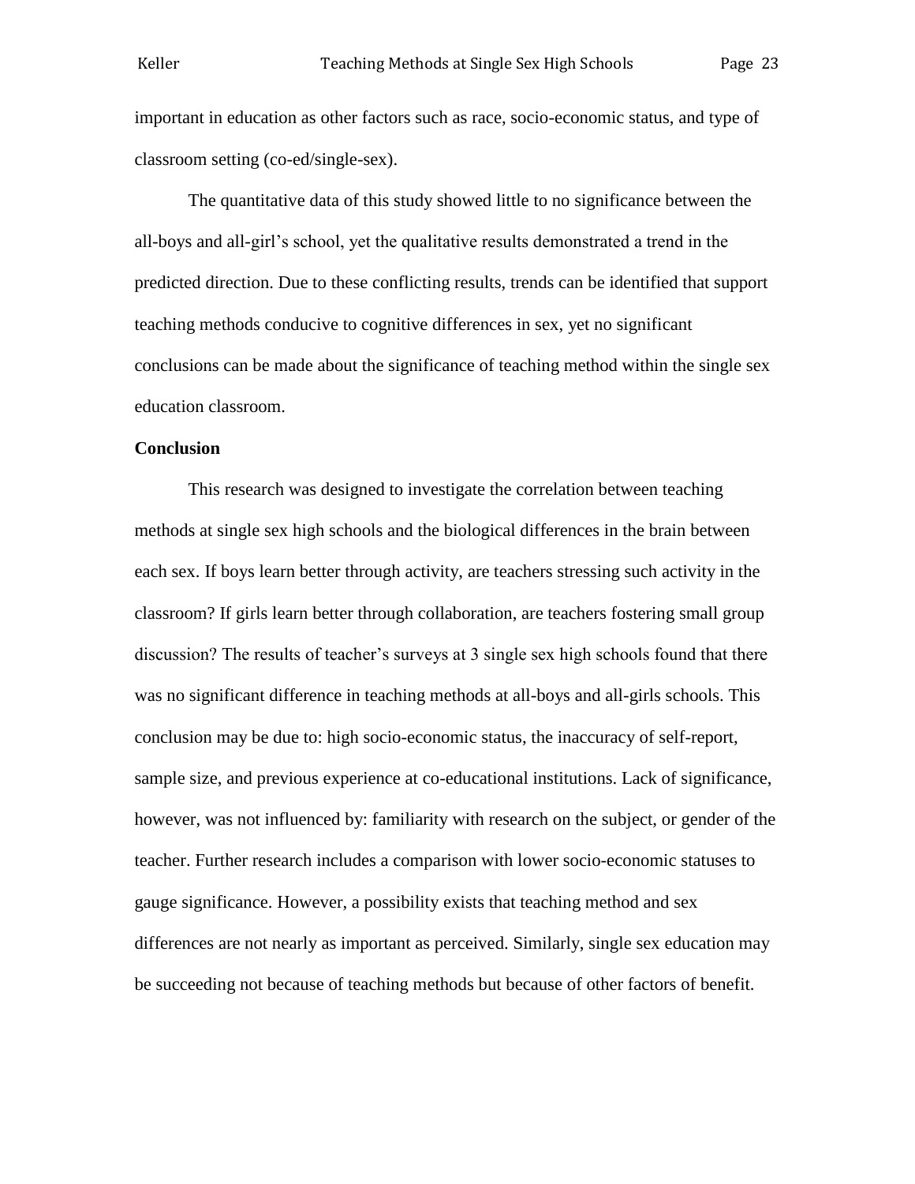important in education as other factors such as race, socio-economic status, and type of classroom setting (co-ed/single-sex).

The quantitative data of this study showed little to no significance between the all-boys and all-girl's school, yet the qualitative results demonstrated a trend in the predicted direction. Due to these conflicting results, trends can be identified that support teaching methods conducive to cognitive differences in sex, yet no significant conclusions can be made about the significance of teaching method within the single sex education classroom.

**Conclusion**

This research was designed to investigate the correlation between teaching methods at single sex high schools and the biological differences in the brain between each sex. If boys learn better through activity, are teachers stressing such activity in the classroom? If girls learn better through collaboration, are teachers fostering small group discussion? The results of teacher's surveys at 3 single sex high schools found that there was no significant difference in teaching methods at all-boys and all-girls schools. This conclusion may be due to: high socio-economic status, the inaccuracy of self-report, sample size, and previous experience at co-educational institutions. Lack of significance, however, was not influenced by: familiarity with research on the subject, or gender of the teacher. Further research includes a comparison with lower socio-economic statuses to gauge significance. However, a possibility exists that teaching method and sex differences are not nearly as important as perceived. Similarly, single sex education may be succeeding not because of teaching methods but because of other factors of benefit.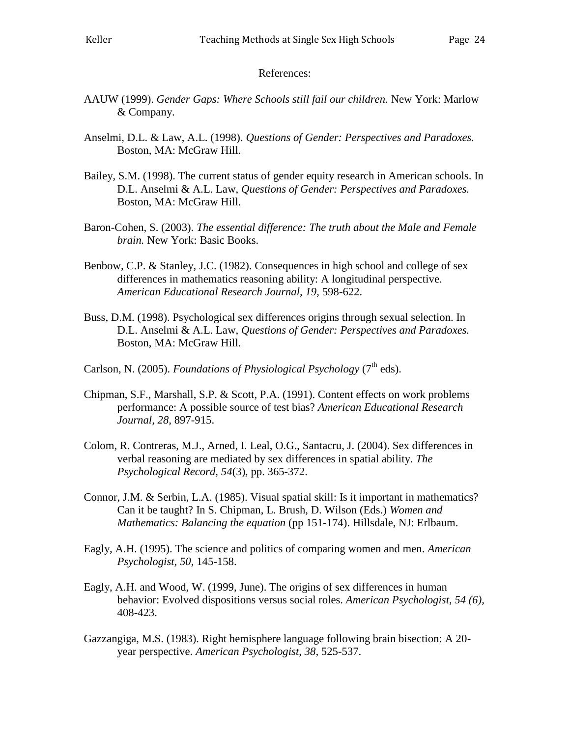References:

AAUW (1999). *Gender Gaps: Where Schools still fail our children.* New York: Marlow & Company.

Anselmi, D.L. & Law, A.L. (1998). *Questions of Gender: Perspectives and Paradoxes.* Boston, MA: McGraw Hill.

Bailey, S.M. (1998). The current status of gender equity research in American schools. In D.L. Anselmi & A.L. Law, *Questions of Gender: Perspectives and Paradoxes.* Boston, MA: McGraw Hill.

Baron-Cohen, S. (2003). *The essential difference: The truth about the Male and Female brain.* New York: Basic Books.

Benbow, C.P. & Stanley, J.C. (1982). Consequences in high school and college of sex differences in mathematics reasoning ability: A longitudinal perspective. *American Educational Research Journal, 19,* 598-622.

Buss, D.M. (1998). Psychological sex differences origins through sexual selection. In D.L. Anselmi & A.L. Law, *Questions of Gender: Perspectives and Paradoxes.* Boston, MA: McGraw Hill.

Carlson, N. (2005). *Foundations of Physiological Psychology* (7th eds).

Chipman, S.F., Marshall, S.P. & Scott, P.A. (1991). Content effects on work problems performance: A possible source of test bias? *American Educational Research Journal, 28,* 897-915.

Colom, R. Contreras, M.J., Arned, I. Leal, O.G., Santacru, J. (2004). Sex differences in verbal reasoning are mediated by sex differences in spatial ability. *The Psychological Record, 54*(3), pp. 365-372.

Connor, J.M. & Serbin, L.A. (1985). Visual spatial skill: Is it important in mathematics? Can it be taught? In S. Chipman, L. Brush, D. Wilson (Eds.) *Women and Mathematics: Balancing the equation* (pp 151-174). Hillsdale, NJ: Erlbaum.

Eagly, A.H. (1995). The science and politics of comparing women and men. *American Psychologist, 50,* 145-158.

Eagly, A.H. and Wood, W. (1999, June). The origins of sex differences in human behavior: Evolved dispositions versus social roles. *American Psychologist, 54 (6),* 408-423.

Gazzangiga, M.S. (1983). Right hemisphere language following brain bisection: A 20-year perspective. *American Psychologist, 38,* 525-537.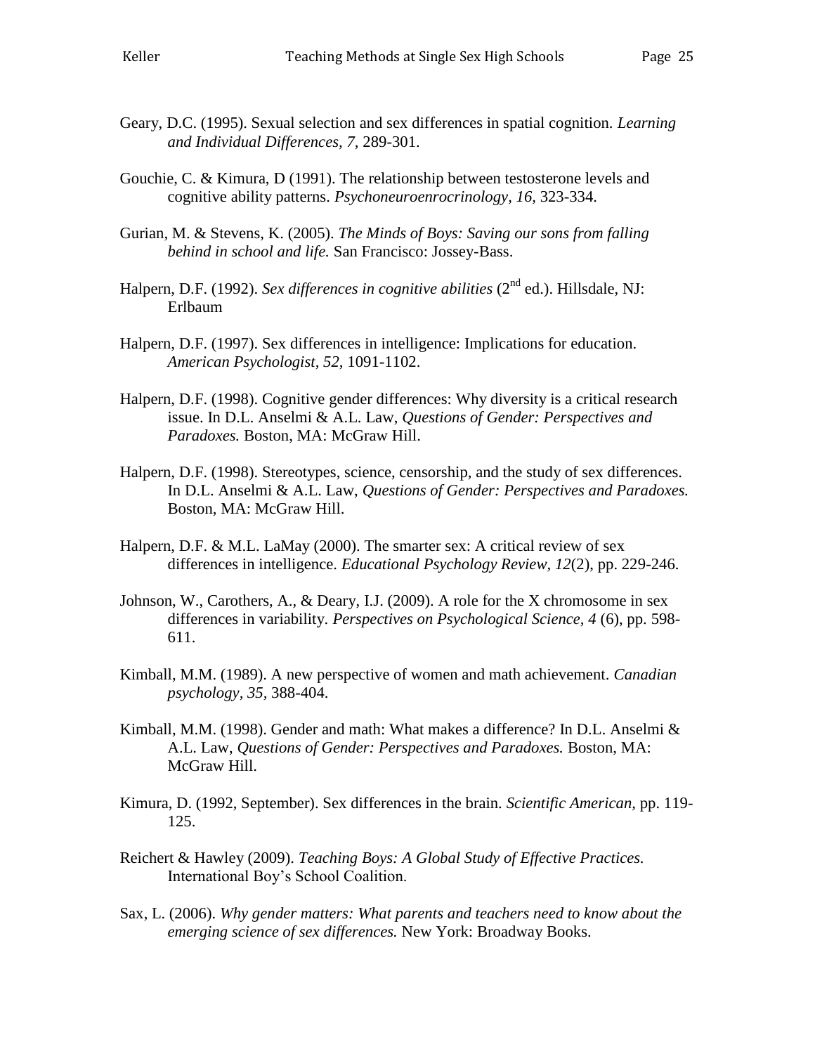Geary, D.C. (1995). Sexual selection and sex differences in spatial cognition. *Learning and Individual Differences, 7,* 289-301.

Gouchie, C. & Kimura, D (1991). The relationship between testosterone levels and cognitive ability patterns. *Psychoneuroenrocrinology, 16,* 323-334.

Gurian, M. & Stevens, K. (2005). *The Minds of Boys: Saving our sons from falling behind in school and life.* San Francisco: Jossey-Bass.

Halpern, D.F. (1992). *Sex differences in cognitive abilities* (2nd ed.). Hillsdale, NJ: Erlbaum

Halpern, D.F. (1997). Sex differences in intelligence: Implications for education. *American Psychologist, 52,* 1091-1102.

Halpern, D.F. (1998). Cognitive gender differences: Why diversity is a critical research issue. In D.L. Anselmi & A.L. Law, *Questions of Gender: Perspectives and Paradoxes.* Boston, MA: McGraw Hill.

Halpern, D.F. (1998). Stereotypes, science, censorship, and the study of sex differences. In D.L. Anselmi & A.L. Law, *Questions of Gender: Perspectives and Paradoxes.* Boston, MA: McGraw Hill.

Halpern, D.F. & M.L. LaMay (2000). The smarter sex: A critical review of sex differences in intelligence. *Educational Psychology Review, 12*(2), pp. 229-246.

Johnson, W., Carothers, A., & Deary, I.J. (2009). A role for the X chromosome in sex differences in variability. *Perspectives on Psychological Science, 4* (6), pp. 598-611.

Kimball, M.M. (1989). A new perspective of women and math achievement. *Canadian psychology, 35,* 388-404.

Kimball, M.M. (1998). Gender and math: What makes a difference? In D.L. Anselmi & A.L. Law, *Questions of Gender: Perspectives and Paradoxes.* Boston, MA: McGraw Hill.

Kimura, D. (1992, September). Sex differences in the brain. *Scientific American,* pp. 119-125.

Reichert & Hawley (2009). *Teaching Boys: A Global Study of Effective Practices.* International Boy's School Coalition.

Sax, L. (2006). *Why gender matters: What parents and teachers need to know about the emerging science of sex differences.* New York: Broadway Books.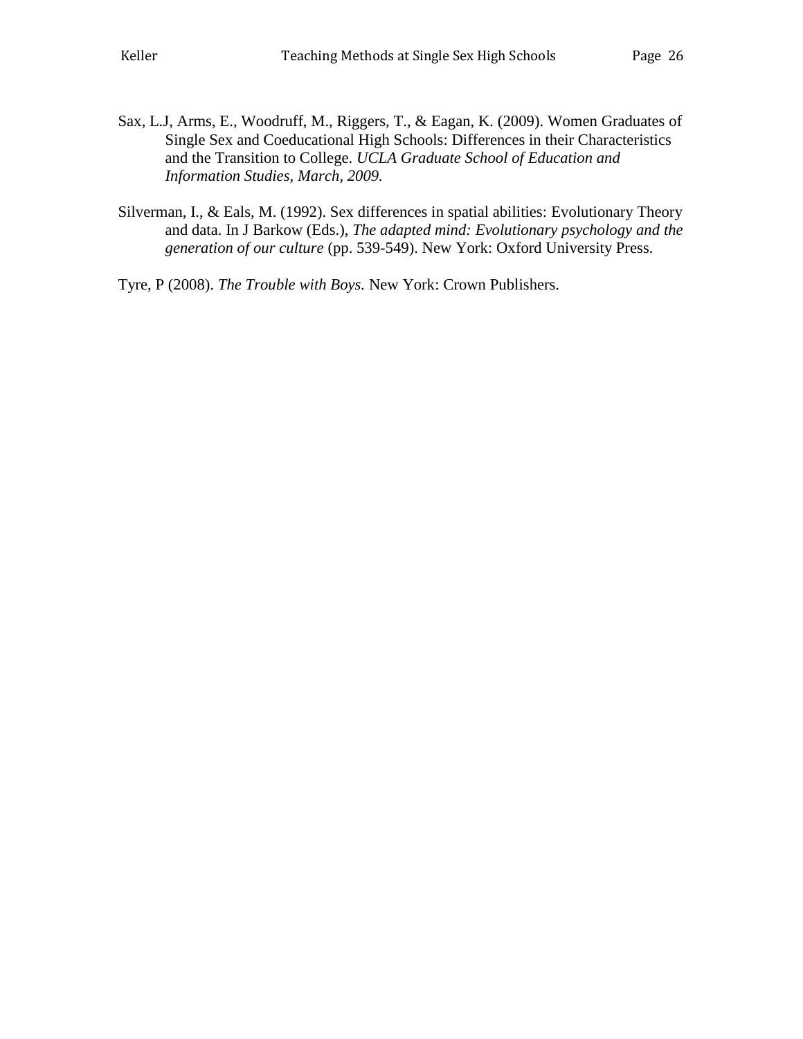Sax, L.J, Arms, E., Woodruff, M., Riggers, T., & Eagan, K. (2009). Women Graduates of Single Sex and Coeducational High Schools: Differences in their Characteristics and the Transition to College. *UCLA Graduate School of Education and Information Studies, March, 2009.*

Silverman, I., & Eals, M. (1992). Sex differences in spatial abilities: Evolutionary Theory and data. In J Barkow (Eds.), *The adapted mind: Evolutionary psychology and the generation of our culture* (pp. 539-549). New York: Oxford University Press.

Tyre, P (2008). *The Trouble with Boys.* New York: Crown Publishers.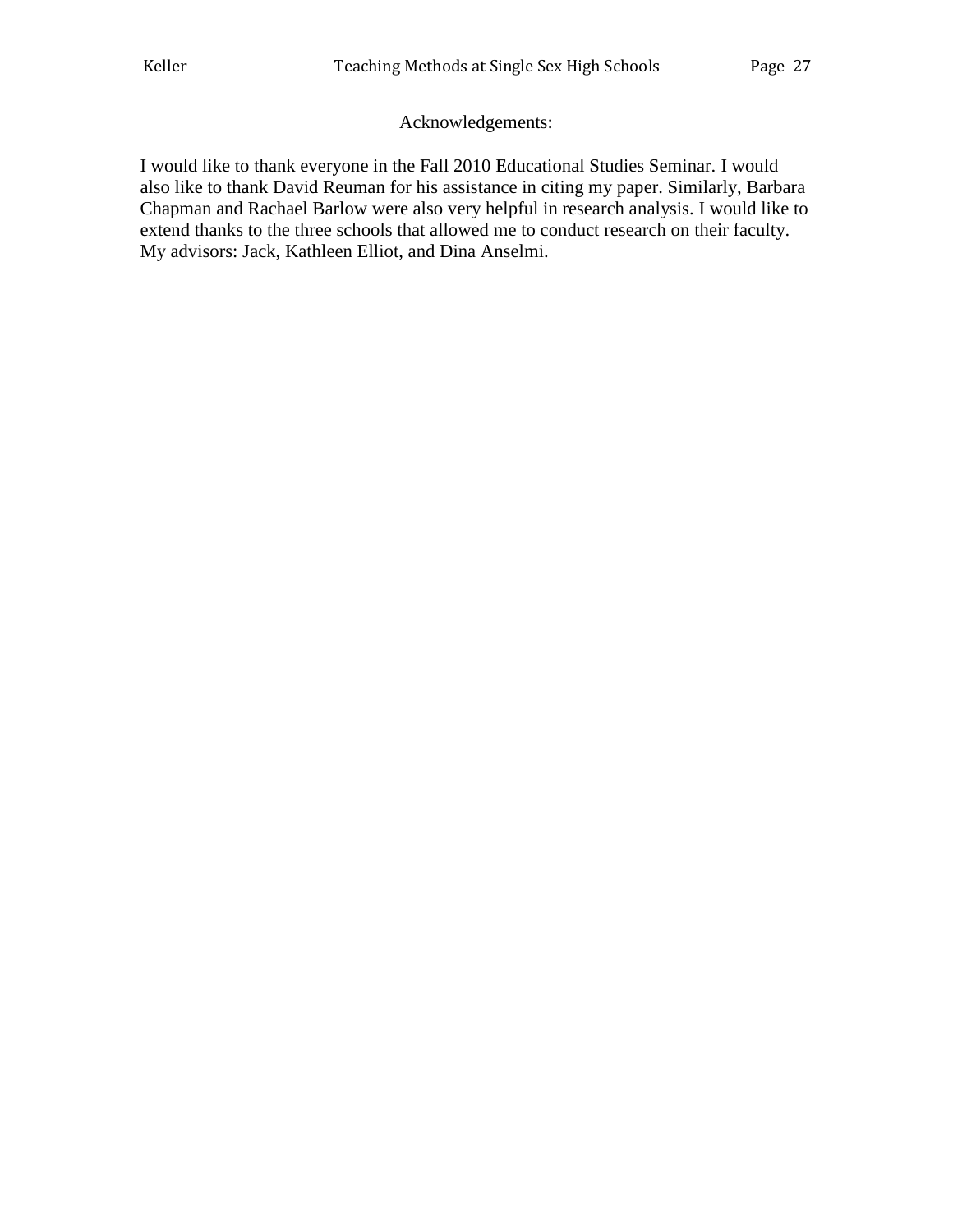## Acknowledgements:

I would like to thank everyone in the Fall 2010 Educational Studies Seminar. I would also like to thank David Reuman for his assistance in citing my paper. Similarly, Barbara Chapman and Rachael Barlow were also very helpful in research analysis. I would like to extend thanks to the three schools that allowed me to conduct research on their faculty. My advisors: Jack, Kathleen Elliot, and Dina Anselmi.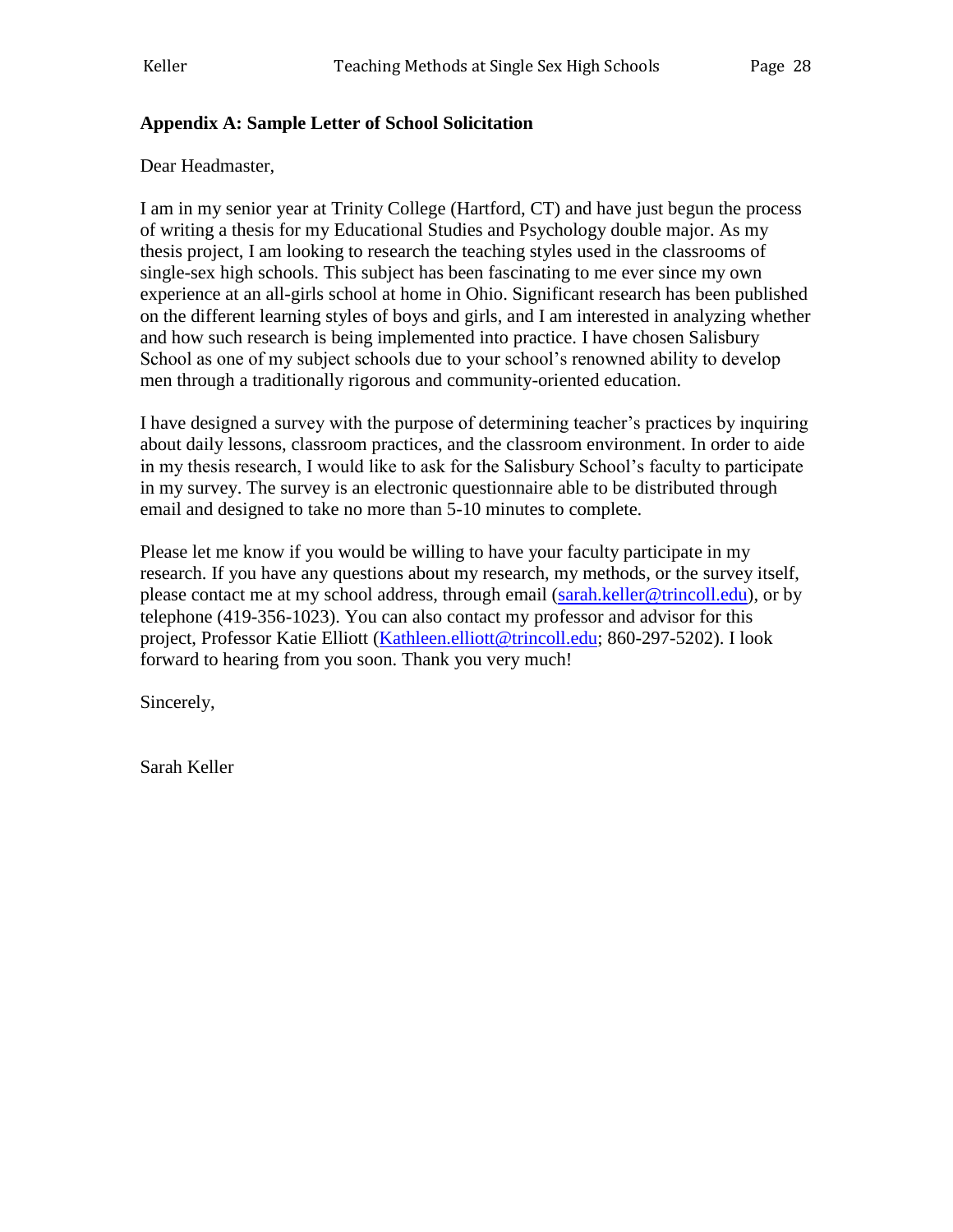**Appendix A: Sample Letter of School Solicitation**

Dear Headmaster,

I am in my senior year at Trinity College (Hartford, CT) and have just begun the process of writing a thesis for my Educational Studies and Psychology double major. As my thesis project, I am looking to research the teaching styles used in the classrooms of single-sex high schools. This subject has been fascinating to me ever since my own experience at an all-girls school at home in Ohio. Significant research has been published on the different learning styles of boys and girls, and I am interested in analyzing whether and how such research is being implemented into practice. I have chosen Salisbury School as one of my subject schools due to your school's renowned ability to develop men through a traditionally rigorous and community-oriented education.

I have designed a survey with the purpose of determining teacher's practices by inquiring about daily lessons, classroom practices, and the classroom environment. In order to aide in my thesis research, I would like to ask for the Salisbury School's faculty to participate in my survey. The survey is an electronic questionnaire able to be distributed through email and designed to take no more than 5-10 minutes to complete.

Please let me know if you would be willing to have your faculty participate in my research. If you have any questions about my research, my methods, or the survey itself, please contact me at my school address, through email (sarah.keller@trincoll.edu), or by telephone (419-356-1023). You can also contact my professor and advisor for this project, Professor Katie Elliott (Kathleen.elliott@trincoll.edu; 860-297-5202). I look forward to hearing from you soon. Thank you very much!

Sincerely,

Sarah Keller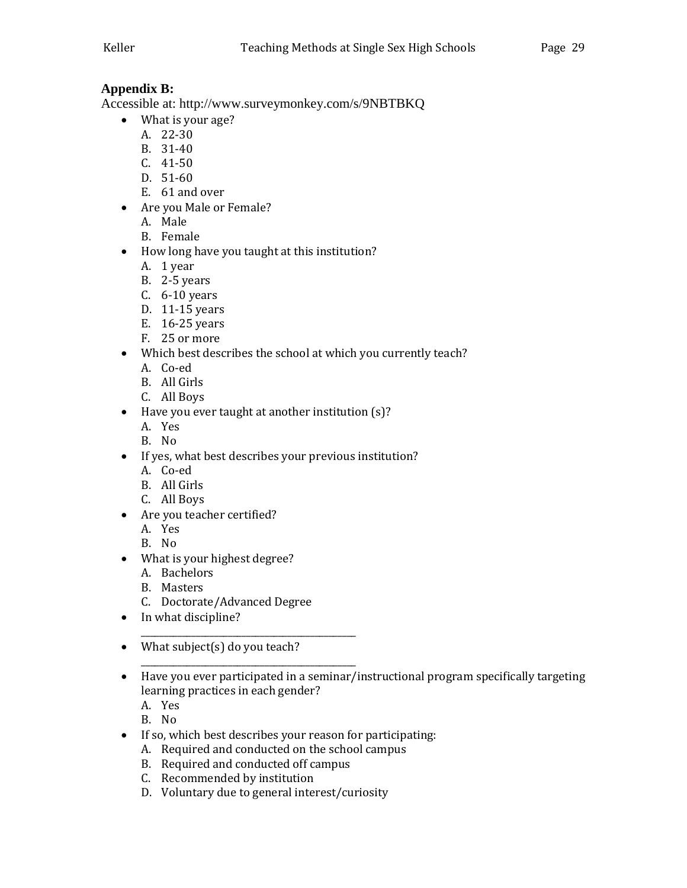**Appendix B:**

Accessible at: http://www.surveymonkey.com/s/9NBTBKQ

- What is your age?
  A. 22-30
  B. 31-40
  C. 41-50
  D. 51-60
  E. 61 and over
- Are you Male or Female?
  A. Male
  B. Female
- How long have you taught at this institution?
  A. 1 year
  B. 2-5 years
  C. 6-10 years
  D. 11-15 years
  E. 16-25 years
  F. 25 or more
- Which best describes the school at which you currently teach?
  A. Co-ed
  B. All Girls
  C. All Boys
- Have you ever taught at another institution (s)?
  A. Yes
  B. No
- If yes, what best describes your previous institution?
  A. Co-ed
  B. All Girls
  C. All Boys
- Are you teacher certified?
  A. Yes
  B. No
- What is your highest degree?
  A. Bachelors
  B. Masters
  C. Doctorate/Advanced Degree
- In what discipline?
  ___________________________________________
- What subject(s) do you teach?
  ___________________________________________
- Have you ever participated in a seminar/instructional program specifically targeting learning practices in each gender?
  A. Yes
  B. No
- If so, which best describes your reason for participating:
  A. Required and conducted on the school campus
  B. Required and conducted off campus
  C. Recommended by institution
  D. Voluntary due to general interest/curiosity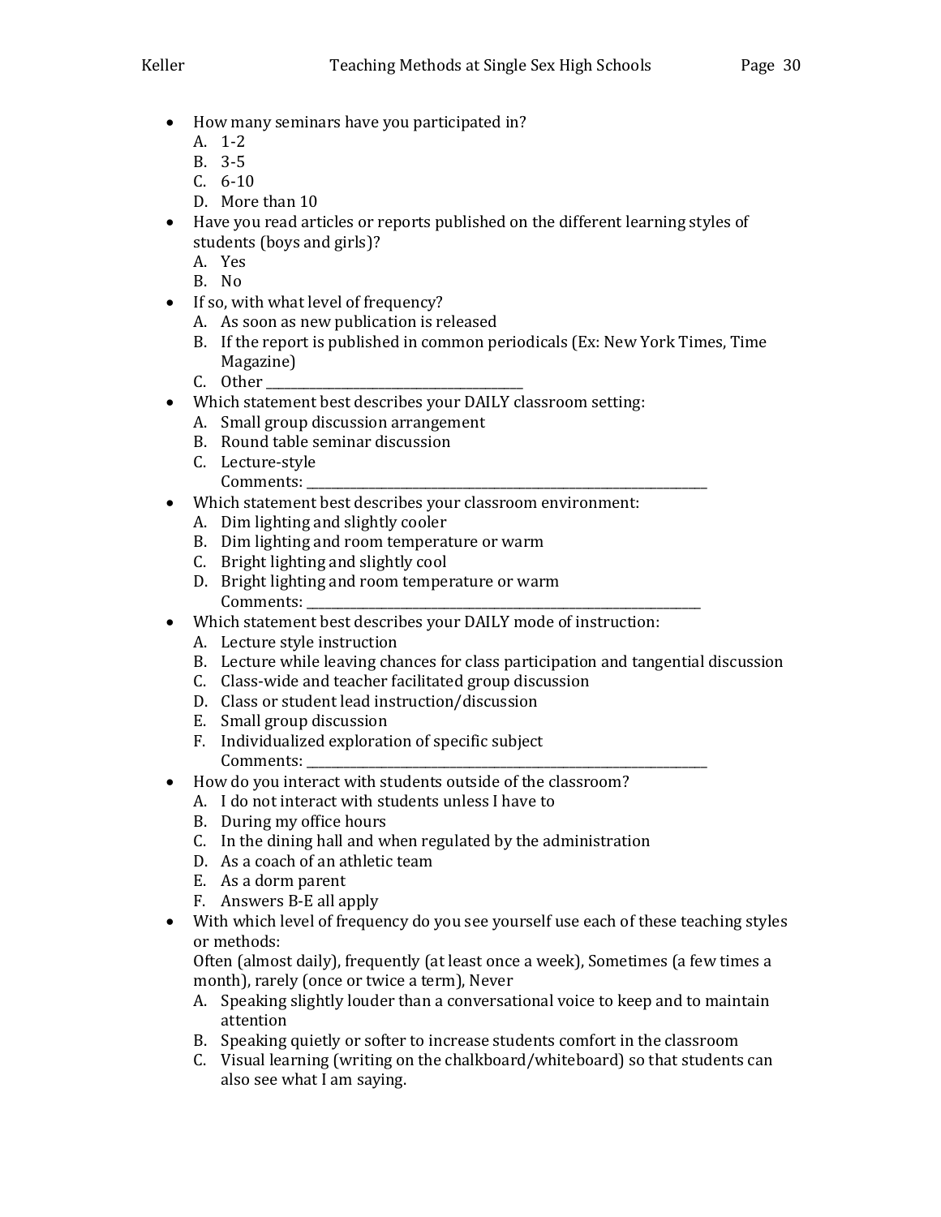- How many seminars have you participated in?
  A. 1-2
  B. 3-5
  C. 6-10
  D. More than 10
- Have you read articles or reports published on the different learning styles of students (boys and girls)?
  A. Yes
  B. No
- If so, with what level of frequency?
  A. As soon as new publication is released
  B. If the report is published in common periodicals (Ex: New York Times, Time Magazine)
  C. Other ______________________________
- Which statement best describes your DAILY classroom setting:
  A. Small group discussion arrangement
  B. Round table seminar discussion
  C. Lecture-style
  Comments: ______________________________________________
- Which statement best describes your classroom environment:
  A. Dim lighting and slightly cooler
  B. Dim lighting and room temperature or warm
  C. Bright lighting and slightly cool
  D. Bright lighting and room temperature or warm
  Comments: ______________________________________________
- Which statement best describes your DAILY mode of instruction:
  A. Lecture style instruction
  B. Lecture while leaving chances for class participation and tangential discussion
  C. Class-wide and teacher facilitated group discussion
  D. Class or student lead instruction/discussion
  E. Small group discussion
  F. Individualized exploration of specific subject
  Comments: ______________________________________________
- How do you interact with students outside of the classroom?
  A. I do not interact with students unless I have to
  B. During my office hours
  C. In the dining hall and when regulated by the administration
  D. As a coach of an athletic team
  E. As a dorm parent
  F. Answers B-E all apply
- With which level of frequency do you see yourself use each of these teaching styles or methods:
  Often (almost daily), frequently (at least once a week), Sometimes (a few times a month), rarely (once or twice a term), Never
  A. Speaking slightly louder than a conversational voice to keep and to maintain attention
  B. Speaking quietly or softer to increase students comfort in the classroom
  C. Visual learning (writing on the chalkboard/whiteboard) so that students can also see what I am saying.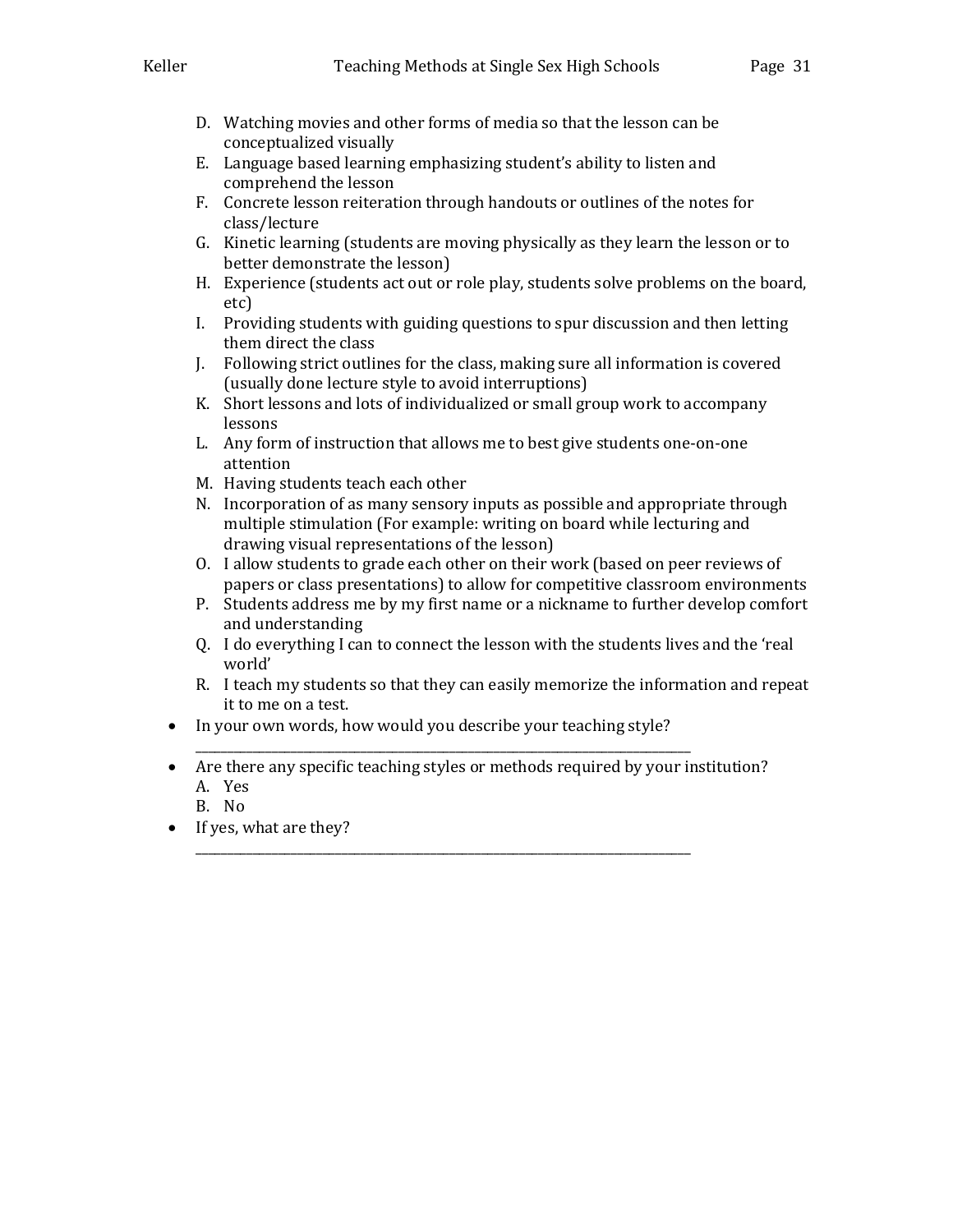D. Watching movies and other forms of media so that the lesson can be conceptualized visually
E. Language based learning emphasizing student's ability to listen and comprehend the lesson
F. Concrete lesson reiteration through handouts or outlines of the notes for class/lecture
G. Kinetic learning (students are moving physically as they learn the lesson or to better demonstrate the lesson)
H. Experience (students act out or role play, students solve problems on the board, etc)
I. Providing students with guiding questions to spur discussion and then letting them direct the class
J. Following strict outlines for the class, making sure all information is covered (usually done lecture style to avoid interruptions)
K. Short lessons and lots of individualized or small group work to accompany lessons
L. Any form of instruction that allows me to best give students one-on-one attention
M. Having students teach each other
N. Incorporation of as many sensory inputs as possible and appropriate through multiple stimulation (For example: writing on board while lecturing and drawing visual representations of the lesson)
O. I allow students to grade each other on their work (based on peer reviews of papers or class presentations) to allow for competitive classroom environments
P. Students address me by my first name or a nickname to further develop comfort and understanding
Q. I do everything I can to connect the lesson with the students lives and the 'real world'
R. I teach my students so that they can easily memorize the information and repeat it to me on a test.

- In your own words, how would you describe your teaching style?
  \_\_\_\_\_\_\_\_\_\_\_\_\_\_\_\_\_\_\_\_\_\_\_\_\_\_\_\_\_\_\_\_\_\_\_\_\_\_\_\_\_\_\_\_\_\_\_\_\_\_\_\_\_\_\_\_\_\_\_\_
- Are there any specific teaching styles or methods required by your institution?
  A. Yes
  B. No
- If yes, what are they?
  \_\_\_\_\_\_\_\_\_\_\_\_\_\_\_\_\_\_\_\_\_\_\_\_\_\_\_\_\_\_\_\_\_\_\_\_\_\_\_\_\_\_\_\_\_\_\_\_\_\_\_\_\_\_\_\_\_\_\_\_